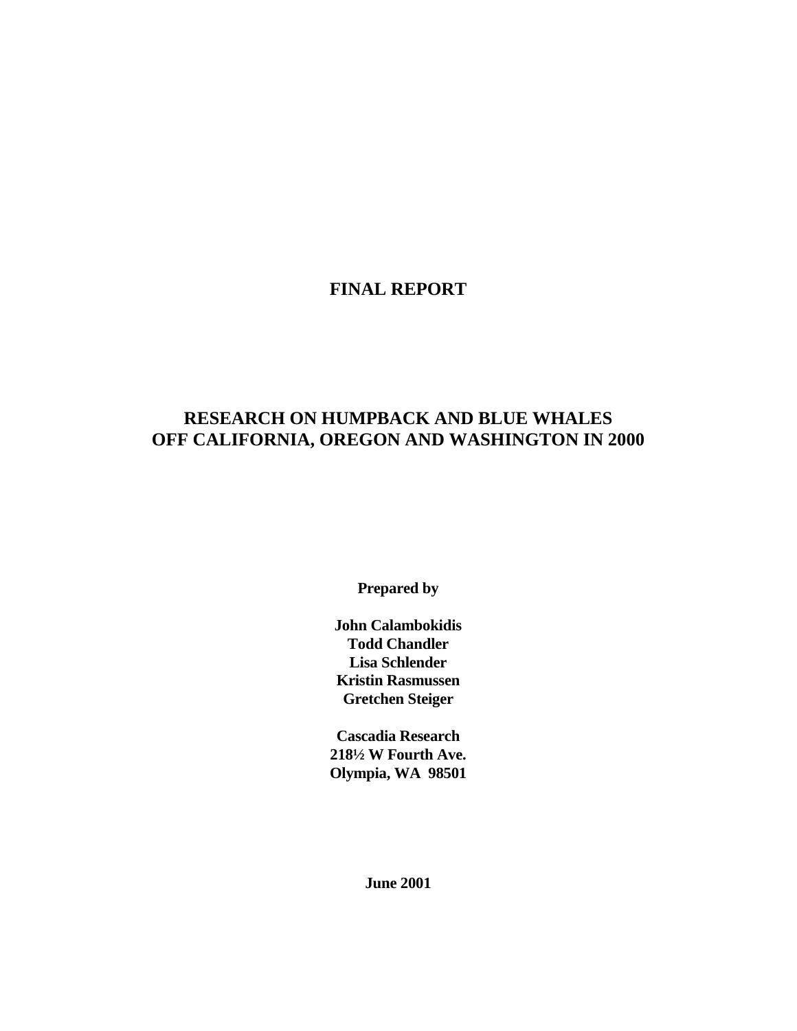# FINAL REPORT

# RESEARCH ON HUMPBACK AND BLUE WHALES OFF CALIFORNIA, OREGON AND WASHINGTON IN 2000

**Prepared by**

**John Calambokidis**
**Todd Chandler**
**Lisa Schlender**
**Kristin Rasmussen**
**Gretchen Steiger**

**Cascadia Research**
**218½ W Fourth Ave.**
**Olympia, WA 98501**

**June 2001**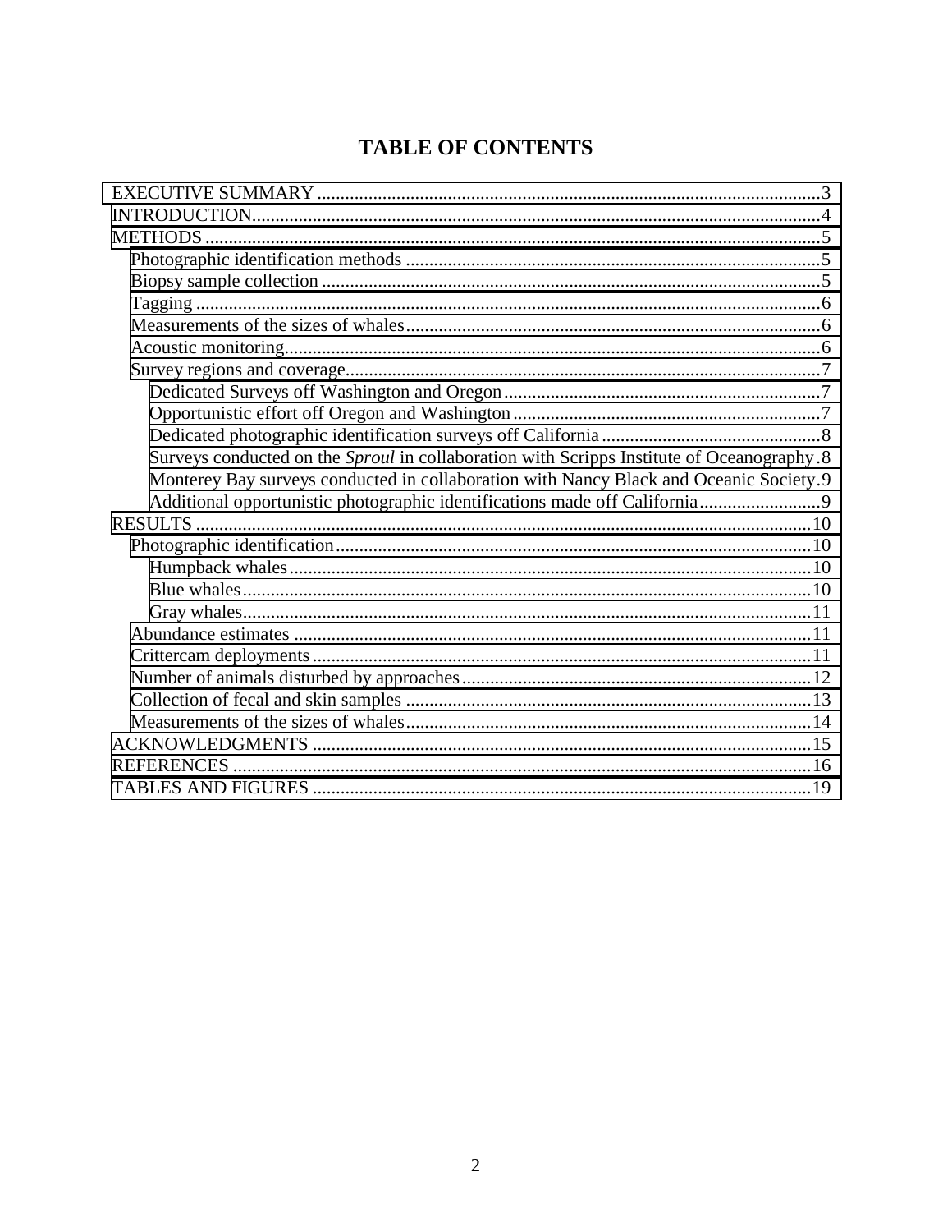# TABLE OF CONTENTS

- EXECUTIVE SUMMARY ........................................................................................................... 3
- INTRODUCTION........................................................................................................................ 4
- METHODS .................................................................................................................................. 5
  - Photographic identification methods ......................................................................................... 5
  - Biopsy sample collection ........................................................................................................... 5
  - Tagging ..................................................................................................................................... 6
  - Measurements of the sizes of whales ........................................................................................ 6
  - Acoustic monitoring.................................................................................................................. 6
  - Survey regions and coverage..................................................................................................... 7
    - Dedicated Surveys off Washington and Oregon ................................................................... 7
    - Opportunistic effort off Oregon and Washington .................................................................. 7
    - Dedicated photographic identification surveys off California ............................................... 8
    - Surveys conducted on the *Sproul* in collaboration with Scripps Institute of Oceanography . 8
    - Monterey Bay surveys conducted in collaboration with Nancy Black and Oceanic Society . 9
    - Additional opportunistic photographic identifications made off California .......................... 9
- RESULTS ................................................................................................................................... 10
  - Photographic identification...................................................................................................... 10
    - Humpback whales ................................................................................................................ 10
    - Blue whales .......................................................................................................................... 10
    - Gray whales.......................................................................................................................... 11
  - Abundance estimates ............................................................................................................... 11
  - Crittercam deployments ........................................................................................................... 11
  - Number of animals disturbed by approaches ........................................................................... 12
  - Collection of fecal and skin samples ....................................................................................... 13
  - Measurements of the sizes of whales ....................................................................................... 14
- ACKNOWLEDGMENTS ........................................................................................................... 15
- REFERENCES ........................................................................................................................... 16
- TABLES AND FIGURES .......................................................................................................... 19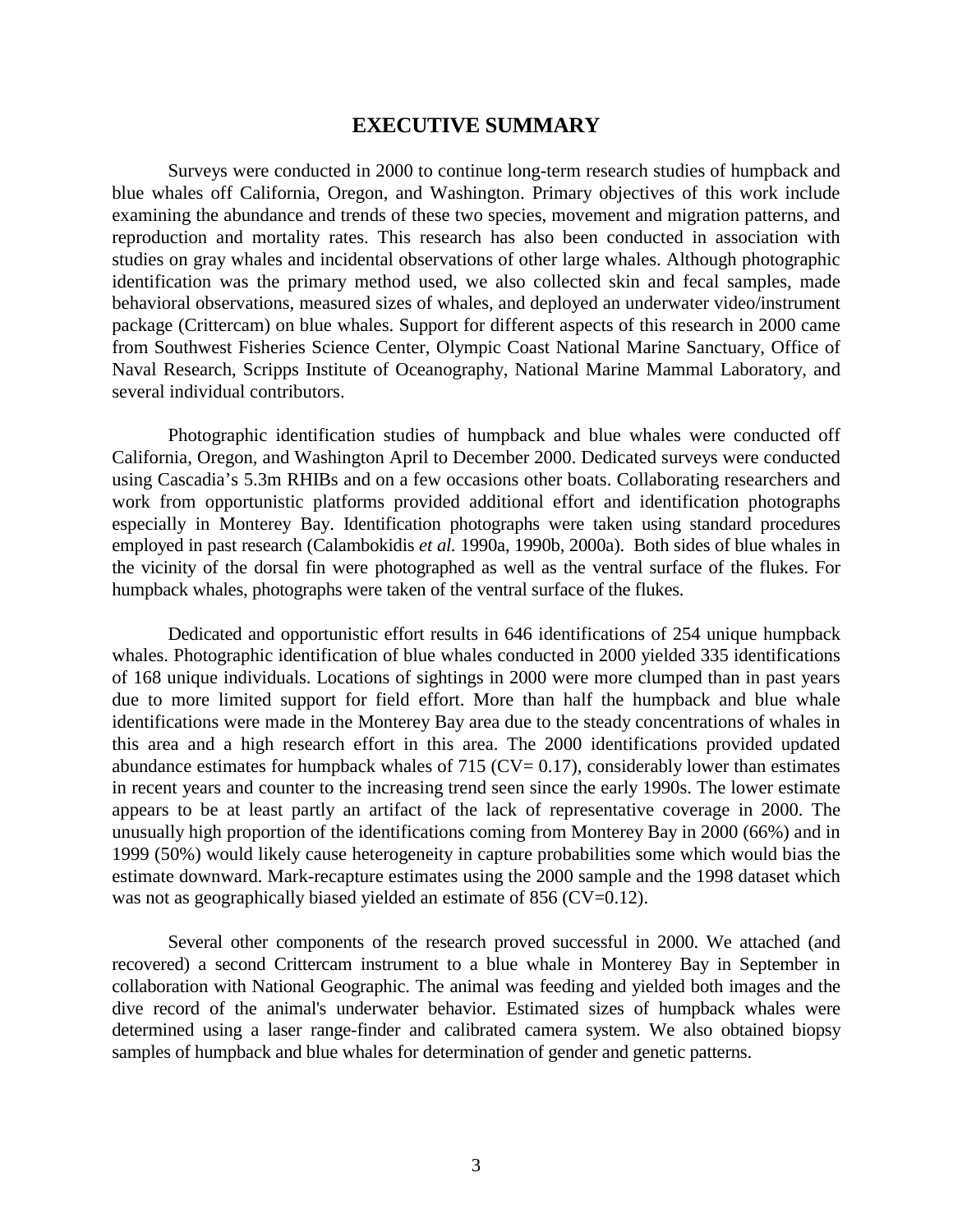# EXECUTIVE SUMMARY

Surveys were conducted in 2000 to continue long-term research studies of humpback and blue whales off California, Oregon, and Washington. Primary objectives of this work include examining the abundance and trends of these two species, movement and migration patterns, and reproduction and mortality rates. This research has also been conducted in association with studies on gray whales and incidental observations of other large whales. Although photographic identification was the primary method used, we also collected skin and fecal samples, made behavioral observations, measured sizes of whales, and deployed an underwater video/instrument package (Crittercam) on blue whales. Support for different aspects of this research in 2000 came from Southwest Fisheries Science Center, Olympic Coast National Marine Sanctuary, Office of Naval Research, Scripps Institute of Oceanography, National Marine Mammal Laboratory, and several individual contributors.

Photographic identification studies of humpback and blue whales were conducted off California, Oregon, and Washington April to December 2000. Dedicated surveys were conducted using Cascadia's 5.3m RHIBs and on a few occasions other boats. Collaborating researchers and work from opportunistic platforms provided additional effort and identification photographs especially in Monterey Bay. Identification photographs were taken using standard procedures employed in past research (Calambokidis *et al.* 1990a, 1990b, 2000a). Both sides of blue whales in the vicinity of the dorsal fin were photographed as well as the ventral surface of the flukes. For humpback whales, photographs were taken of the ventral surface of the flukes.

Dedicated and opportunistic effort results in 646 identifications of 254 unique humpback whales. Photographic identification of blue whales conducted in 2000 yielded 335 identifications of 168 unique individuals. Locations of sightings in 2000 were more clumped than in past years due to more limited support for field effort. More than half the humpback and blue whale identifications were made in the Monterey Bay area due to the steady concentrations of whales in this area and a high research effort in this area. The 2000 identifications provided updated abundance estimates for humpback whales of 715 (CV= 0.17), considerably lower than estimates in recent years and counter to the increasing trend seen since the early 1990s. The lower estimate appears to be at least partly an artifact of the lack of representative coverage in 2000. The unusually high proportion of the identifications coming from Monterey Bay in 2000 (66%) and in 1999 (50%) would likely cause heterogeneity in capture probabilities some which would bias the estimate downward. Mark-recapture estimates using the 2000 sample and the 1998 dataset which was not as geographically biased yielded an estimate of 856 (CV=0.12).

Several other components of the research proved successful in 2000. We attached (and recovered) a second Crittercam instrument to a blue whale in Monterey Bay in September in collaboration with National Geographic. The animal was feeding and yielded both images and the dive record of the animal's underwater behavior. Estimated sizes of humpback whales were determined using a laser range-finder and calibrated camera system. We also obtained biopsy samples of humpback and blue whales for determination of gender and genetic patterns.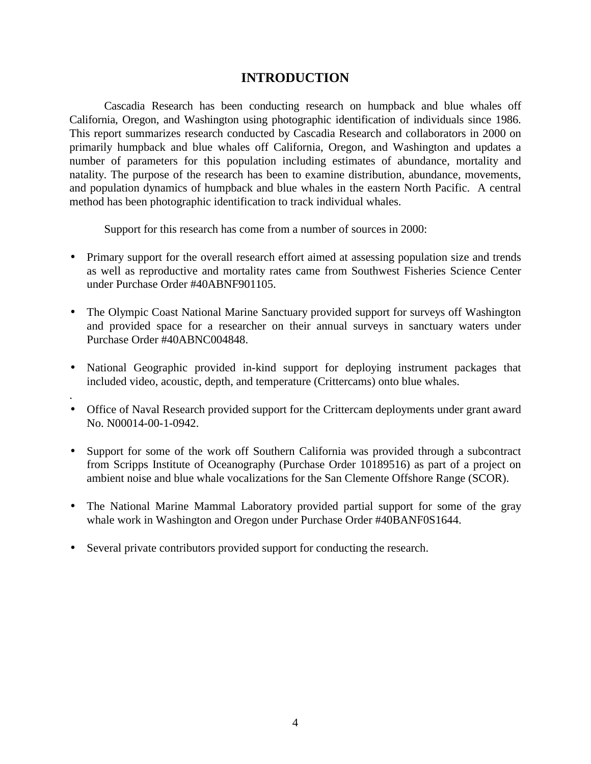# INTRODUCTION

Cascadia Research has been conducting research on humpback and blue whales off California, Oregon, and Washington using photographic identification of individuals since 1986. This report summarizes research conducted by Cascadia Research and collaborators in 2000 on primarily humpback and blue whales off California, Oregon, and Washington and updates a number of parameters for this population including estimates of abundance, mortality and natality. The purpose of the research has been to examine distribution, abundance, movements, and population dynamics of humpback and blue whales in the eastern North Pacific. A central method has been photographic identification to track individual whales.

Support for this research has come from a number of sources in 2000:

- Primary support for the overall research effort aimed at assessing population size and trends as well as reproductive and mortality rates came from Southwest Fisheries Science Center under Purchase Order #40ABNF901105.
- The Olympic Coast National Marine Sanctuary provided support for surveys off Washington and provided space for a researcher on their annual surveys in sanctuary waters under Purchase Order #40ABNC004848.
- National Geographic provided in-kind support for deploying instrument packages that included video, acoustic, depth, and temperature (Crittercams) onto blue whales.
- Office of Naval Research provided support for the Crittercam deployments under grant award No. N00014-00-1-0942.
- Support for some of the work off Southern California was provided through a subcontract from Scripps Institute of Oceanography (Purchase Order 10189516) as part of a project on ambient noise and blue whale vocalizations for the San Clemente Offshore Range (SCOR).
- The National Marine Mammal Laboratory provided partial support for some of the gray whale work in Washington and Oregon under Purchase Order #40BANF0S1644.
- Several private contributors provided support for conducting the research.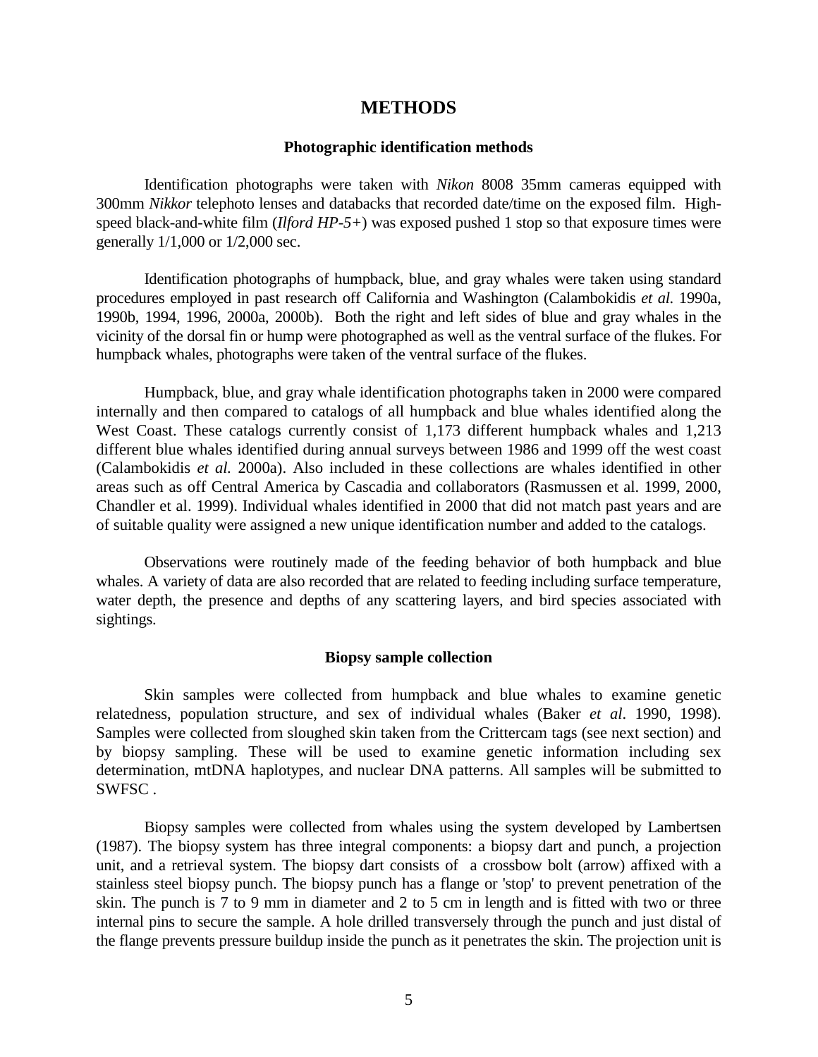# METHODS

## Photographic identification methods

Identification photographs were taken with *Nikon* 8008 35mm cameras equipped with 300mm *Nikkor* telephoto lenses and databacks that recorded date/time on the exposed film. High-speed black-and-white film (*Ilford HP-5+*) was exposed pushed 1 stop so that exposure times were generally 1/1,000 or 1/2,000 sec.

Identification photographs of humpback, blue, and gray whales were taken using standard procedures employed in past research off California and Washington (Calambokidis *et al.* 1990a, 1990b, 1994, 1996, 2000a, 2000b). Both the right and left sides of blue and gray whales in the vicinity of the dorsal fin or hump were photographed as well as the ventral surface of the flukes. For humpback whales, photographs were taken of the ventral surface of the flukes.

Humpback, blue, and gray whale identification photographs taken in 2000 were compared internally and then compared to catalogs of all humpback and blue whales identified along the West Coast. These catalogs currently consist of 1,173 different humpback whales and 1,213 different blue whales identified during annual surveys between 1986 and 1999 off the west coast (Calambokidis *et al.* 2000a). Also included in these collections are whales identified in other areas such as off Central America by Cascadia and collaborators (Rasmussen et al. 1999, 2000, Chandler et al. 1999). Individual whales identified in 2000 that did not match past years and are of suitable quality were assigned a new unique identification number and added to the catalogs.

Observations were routinely made of the feeding behavior of both humpback and blue whales. A variety of data are also recorded that are related to feeding including surface temperature, water depth, the presence and depths of any scattering layers, and bird species associated with sightings.

## Biopsy sample collection

Skin samples were collected from humpback and blue whales to examine genetic relatedness, population structure, and sex of individual whales (Baker *et al*. 1990, 1998). Samples were collected from sloughed skin taken from the Crittercam tags (see next section) and by biopsy sampling. These will be used to examine genetic information including sex determination, mtDNA haplotypes, and nuclear DNA patterns. All samples will be submitted to SWFSC .

Biopsy samples were collected from whales using the system developed by Lambertsen (1987). The biopsy system has three integral components: a biopsy dart and punch, a projection unit, and a retrieval system. The biopsy dart consists of a crossbow bolt (arrow) affixed with a stainless steel biopsy punch. The biopsy punch has a flange or 'stop' to prevent penetration of the skin. The punch is 7 to 9 mm in diameter and 2 to 5 cm in length and is fitted with two or three internal pins to secure the sample. A hole drilled transversely through the punch and just distal of the flange prevents pressure buildup inside the punch as it penetrates the skin. The projection unit is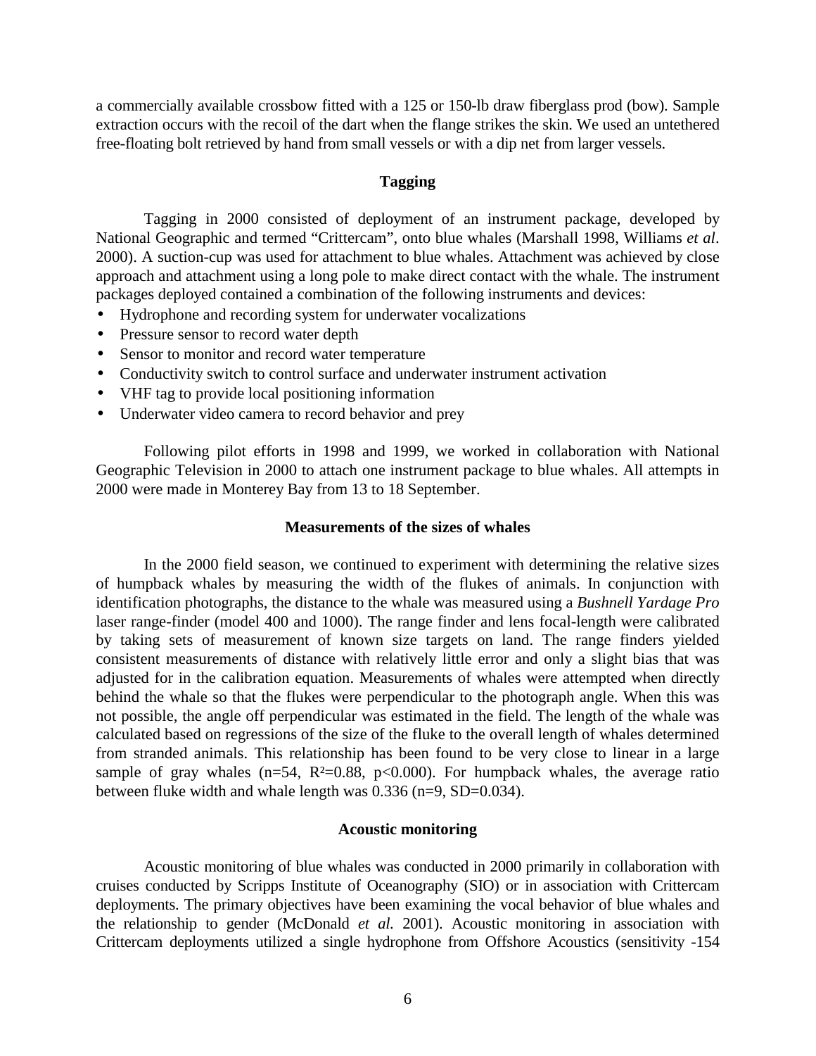a commercially available crossbow fitted with a 125 or 150-lb draw fiberglass prod (bow). Sample extraction occurs with the recoil of the dart when the flange strikes the skin. We used an untethered free-floating bolt retrieved by hand from small vessels or with a dip net from larger vessels.

### Tagging

Tagging in 2000 consisted of deployment of an instrument package, developed by National Geographic and termed "Crittercam", onto blue whales (Marshall 1998, Williams *et al*. 2000). A suction-cup was used for attachment to blue whales. Attachment was achieved by close approach and attachment using a long pole to make direct contact with the whale. The instrument packages deployed contained a combination of the following instruments and devices:

- Hydrophone and recording system for underwater vocalizations
- Pressure sensor to record water depth
- Sensor to monitor and record water temperature
- Conductivity switch to control surface and underwater instrument activation
- VHF tag to provide local positioning information
- Underwater video camera to record behavior and prey

Following pilot efforts in 1998 and 1999, we worked in collaboration with National Geographic Television in 2000 to attach one instrument package to blue whales. All attempts in 2000 were made in Monterey Bay from 13 to 18 September.

### Measurements of the sizes of whales

In the 2000 field season, we continued to experiment with determining the relative sizes of humpback whales by measuring the width of the flukes of animals. In conjunction with identification photographs, the distance to the whale was measured using a *Bushnell Yardage Pro* laser range-finder (model 400 and 1000). The range finder and lens focal-length were calibrated by taking sets of measurement of known size targets on land. The range finders yielded consistent measurements of distance with relatively little error and only a slight bias that was adjusted for in the calibration equation. Measurements of whales were attempted when directly behind the whale so that the flukes were perpendicular to the photograph angle. When this was not possible, the angle off perpendicular was estimated in the field. The length of the whale was calculated based on regressions of the size of the fluke to the overall length of whales determined from stranded animals. This relationship has been found to be very close to linear in a large sample of gray whales (n=54, $R^2$=0.88, p<0.000). For humpback whales, the average ratio between fluke width and whale length was 0.336 (n=9, SD=0.034).

### Acoustic monitoring

Acoustic monitoring of blue whales was conducted in 2000 primarily in collaboration with cruises conducted by Scripps Institute of Oceanography (SIO) or in association with Crittercam deployments. The primary objectives have been examining the vocal behavior of blue whales and the relationship to gender (McDonald *et al.* 2001). Acoustic monitoring in association with Crittercam deployments utilized a single hydrophone from Offshore Acoustics (sensitivity -154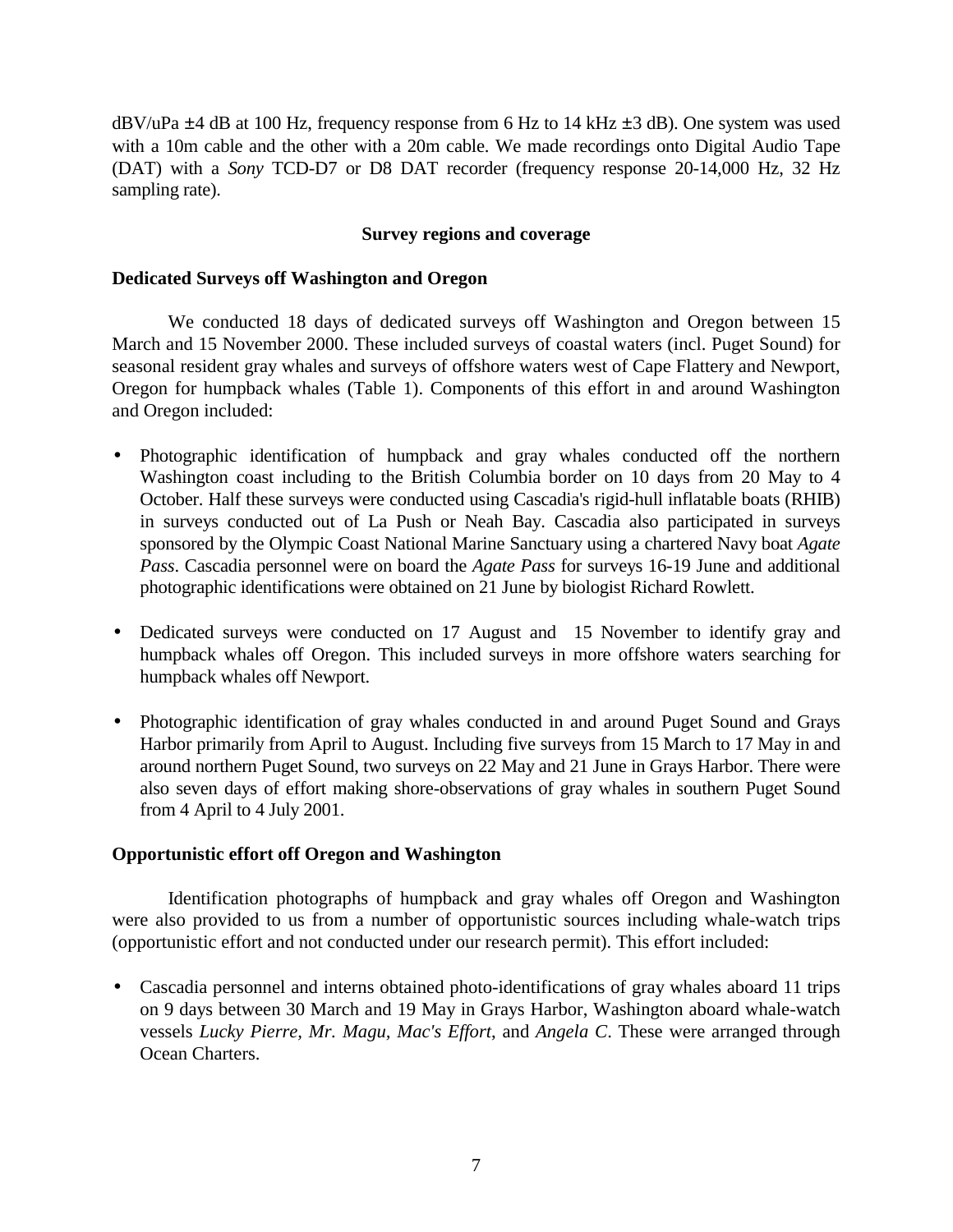dBV/uPa ±4 dB at 100 Hz, frequency response from 6 Hz to 14 kHz ±3 dB). One system was used with a 10m cable and the other with a 20m cable. We made recordings onto Digital Audio Tape (DAT) with a *Sony* TCD-D7 or D8 DAT recorder (frequency response 20-14,000 Hz, 32 Hz sampling rate).

## Survey regions and coverage

### Dedicated Surveys off Washington and Oregon

We conducted 18 days of dedicated surveys off Washington and Oregon between 15 March and 15 November 2000. These included surveys of coastal waters (incl. Puget Sound) for seasonal resident gray whales and surveys of offshore waters west of Cape Flattery and Newport, Oregon for humpback whales (Table 1). Components of this effort in and around Washington and Oregon included:

- Photographic identification of humpback and gray whales conducted off the northern Washington coast including to the British Columbia border on 10 days from 20 May to 4 October. Half these surveys were conducted using Cascadia's rigid-hull inflatable boats (RHIB) in surveys conducted out of La Push or Neah Bay. Cascadia also participated in surveys sponsored by the Olympic Coast National Marine Sanctuary using a chartered Navy boat *Agate Pass*. Cascadia personnel were on board the *Agate Pass* for surveys 16-19 June and additional photographic identifications were obtained on 21 June by biologist Richard Rowlett.

- Dedicated surveys were conducted on 17 August and 15 November to identify gray and humpback whales off Oregon. This included surveys in more offshore waters searching for humpback whales off Newport.

- Photographic identification of gray whales conducted in and around Puget Sound and Grays Harbor primarily from April to August. Including five surveys from 15 March to 17 May in and around northern Puget Sound, two surveys on 22 May and 21 June in Grays Harbor. There were also seven days of effort making shore-observations of gray whales in southern Puget Sound from 4 April to 4 July 2001.

### Opportunistic effort off Oregon and Washington

Identification photographs of humpback and gray whales off Oregon and Washington were also provided to us from a number of opportunistic sources including whale-watch trips (opportunistic effort and not conducted under our research permit). This effort included:

- Cascadia personnel and interns obtained photo-identifications of gray whales aboard 11 trips on 9 days between 30 March and 19 May in Grays Harbor, Washington aboard whale-watch vessels *Lucky Pierre*, *Mr. Magu*, *Mac's Effort*, and *Angela C*. These were arranged through Ocean Charters.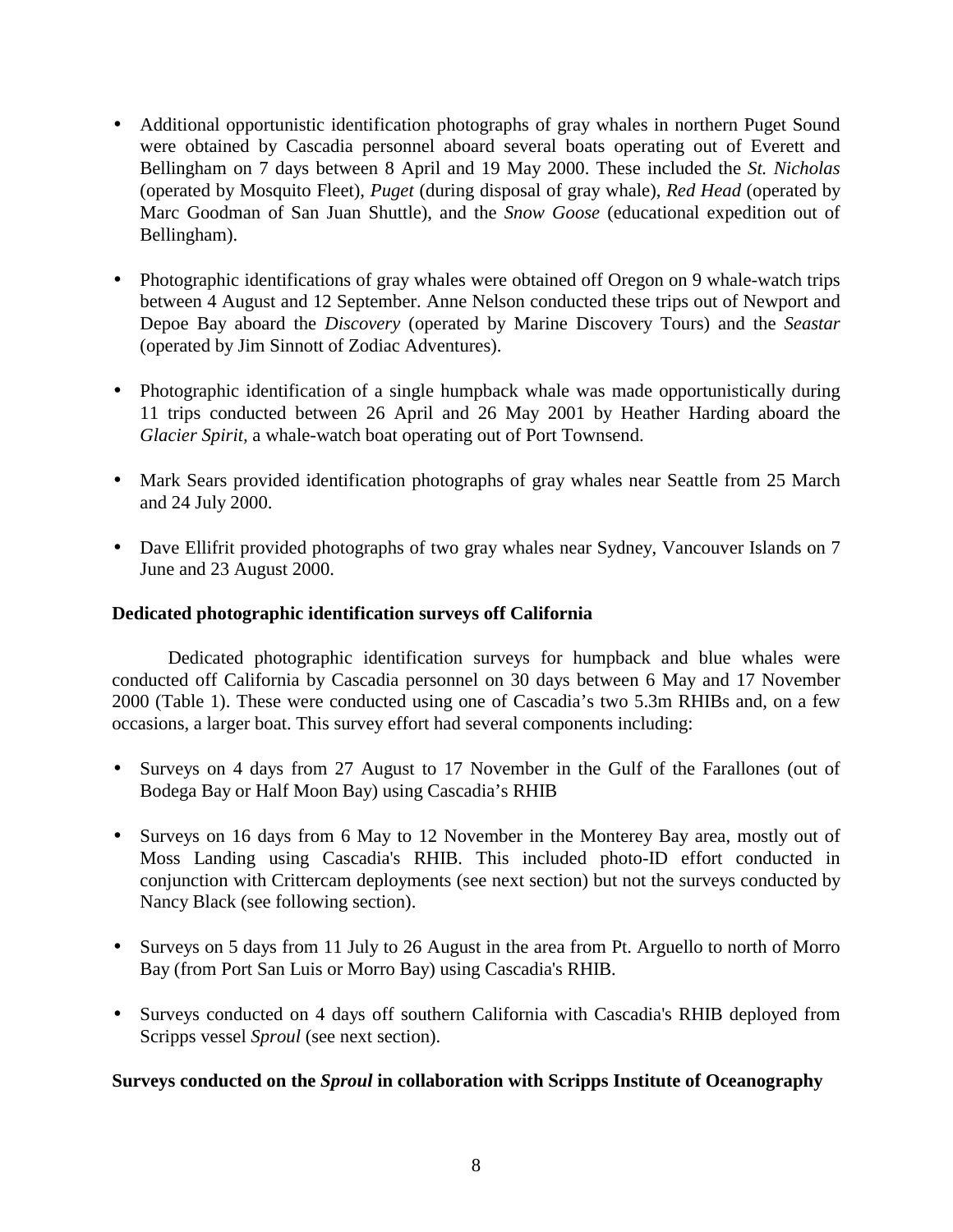- Additional opportunistic identification photographs of gray whales in northern Puget Sound were obtained by Cascadia personnel aboard several boats operating out of Everett and Bellingham on 7 days between 8 April and 19 May 2000. These included the *St. Nicholas* (operated by Mosquito Fleet), *Puget* (during disposal of gray whale), *Red Head* (operated by Marc Goodman of San Juan Shuttle), and the *Snow Goose* (educational expedition out of Bellingham).

- Photographic identifications of gray whales were obtained off Oregon on 9 whale-watch trips between 4 August and 12 September. Anne Nelson conducted these trips out of Newport and Depoe Bay aboard the *Discovery* (operated by Marine Discovery Tours) and the *Seastar* (operated by Jim Sinnott of Zodiac Adventures).

- Photographic identification of a single humpback whale was made opportunistically during 11 trips conducted between 26 April and 26 May 2001 by Heather Harding aboard the *Glacier Spirit*, a whale-watch boat operating out of Port Townsend.

- Mark Sears provided identification photographs of gray whales near Seattle from 25 March and 24 July 2000.

- Dave Ellifrit provided photographs of two gray whales near Sydney, Vancouver Islands on 7 June and 23 August 2000.

**Dedicated photographic identification surveys off California**

Dedicated photographic identification surveys for humpback and blue whales were conducted off California by Cascadia personnel on 30 days between 6 May and 17 November 2000 (Table 1). These were conducted using one of Cascadia's two 5.3m RHIBs and, on a few occasions, a larger boat. This survey effort had several components including:

- Surveys on 4 days from 27 August to 17 November in the Gulf of the Farallones (out of Bodega Bay or Half Moon Bay) using Cascadia's RHIB

- Surveys on 16 days from 6 May to 12 November in the Monterey Bay area, mostly out of Moss Landing using Cascadia's RHIB. This included photo-ID effort conducted in conjunction with Crittercam deployments (see next section) but not the surveys conducted by Nancy Black (see following section).

- Surveys on 5 days from 11 July to 26 August in the area from Pt. Arguello to north of Morro Bay (from Port San Luis or Morro Bay) using Cascadia's RHIB.

- Surveys conducted on 4 days off southern California with Cascadia's RHIB deployed from Scripps vessel *Sproul* (see next section).

**Surveys conducted on the *Sproul* in collaboration with Scripps Institute of Oceanography**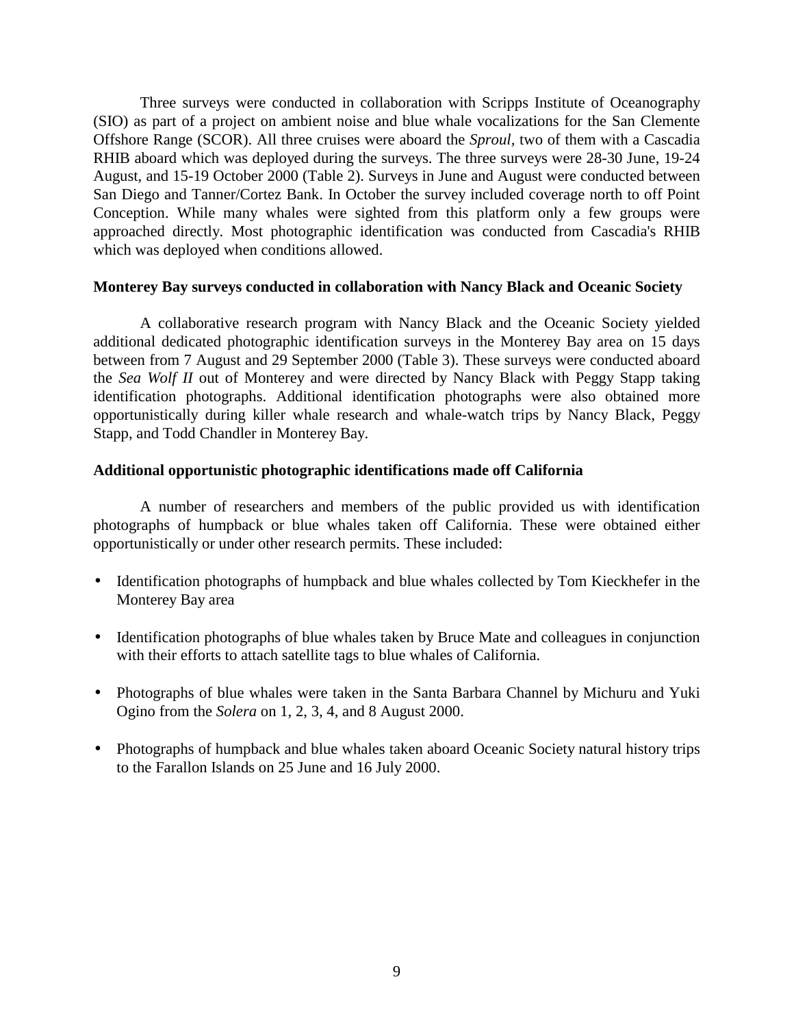Three surveys were conducted in collaboration with Scripps Institute of Oceanography (SIO) as part of a project on ambient noise and blue whale vocalizations for the San Clemente Offshore Range (SCOR). All three cruises were aboard the *Sproul*, two of them with a Cascadia RHIB aboard which was deployed during the surveys. The three surveys were 28-30 June, 19-24 August, and 15-19 October 2000 (Table 2). Surveys in June and August were conducted between San Diego and Tanner/Cortez Bank. In October the survey included coverage north to off Point Conception. While many whales were sighted from this platform only a few groups were approached directly. Most photographic identification was conducted from Cascadia's RHIB which was deployed when conditions allowed.

**Monterey Bay surveys conducted in collaboration with Nancy Black and Oceanic Society**

A collaborative research program with Nancy Black and the Oceanic Society yielded additional dedicated photographic identification surveys in the Monterey Bay area on 15 days between from 7 August and 29 September 2000 (Table 3). These surveys were conducted aboard the *Sea Wolf II* out of Monterey and were directed by Nancy Black with Peggy Stapp taking identification photographs. Additional identification photographs were also obtained more opportunistically during killer whale research and whale-watch trips by Nancy Black, Peggy Stapp, and Todd Chandler in Monterey Bay.

**Additional opportunistic photographic identifications made off California**

A number of researchers and members of the public provided us with identification photographs of humpback or blue whales taken off California. These were obtained either opportunistically or under other research permits. These included:

- Identification photographs of humpback and blue whales collected by Tom Kieckhefer in the Monterey Bay area
- Identification photographs of blue whales taken by Bruce Mate and colleagues in conjunction with their efforts to attach satellite tags to blue whales of California.
- Photographs of blue whales were taken in the Santa Barbara Channel by Michuru and Yuki Ogino from the *Solera* on 1, 2, 3, 4, and 8 August 2000.
- Photographs of humpback and blue whales taken aboard Oceanic Society natural history trips to the Farallon Islands on 25 June and 16 July 2000.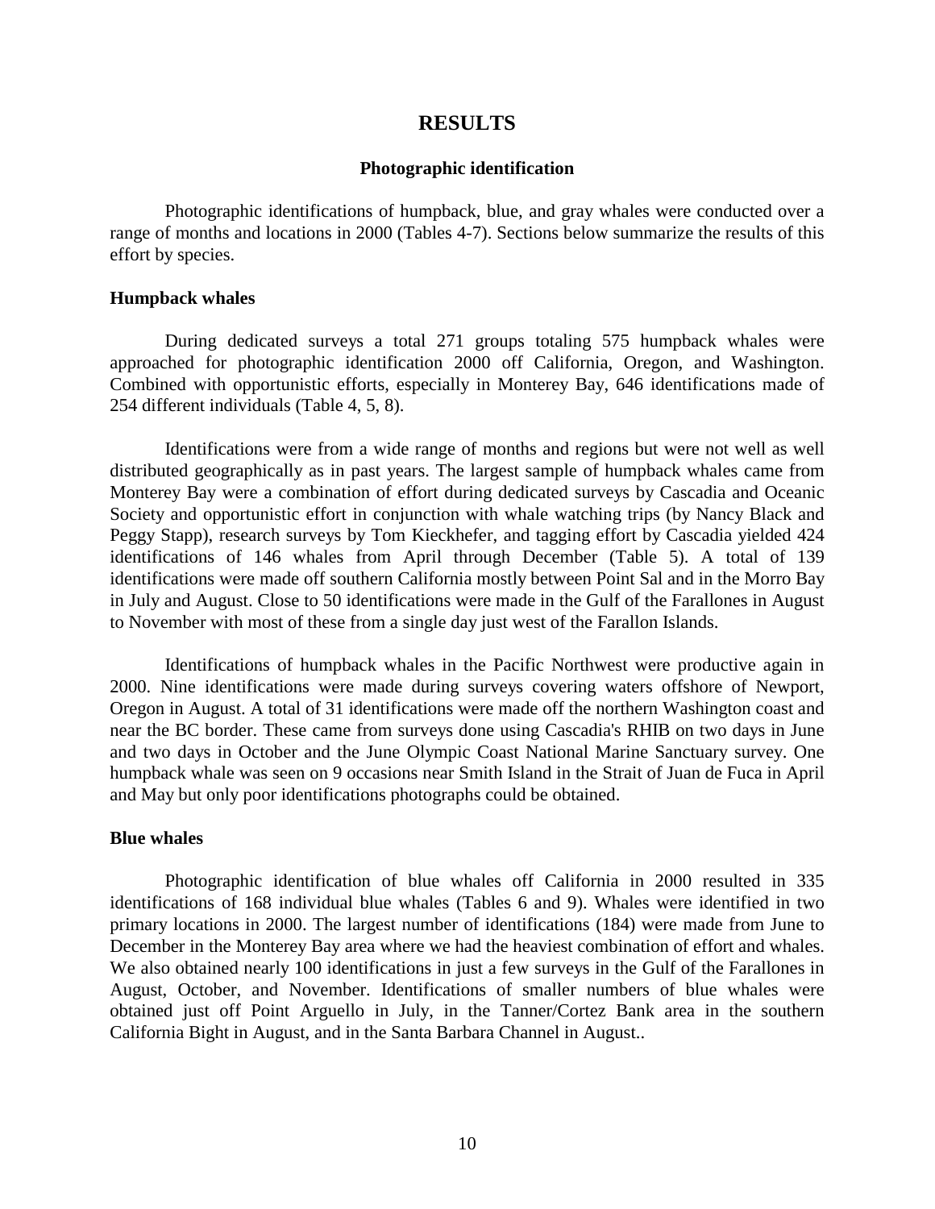# RESULTS

## Photographic identification

Photographic identifications of humpback, blue, and gray whales were conducted over a range of months and locations in 2000 (Tables 4-7). Sections below summarize the results of this effort by species.

### Humpback whales

During dedicated surveys a total 271 groups totaling 575 humpback whales were approached for photographic identification 2000 off California, Oregon, and Washington. Combined with opportunistic efforts, especially in Monterey Bay, 646 identifications made of 254 different individuals (Table 4, 5, 8).

Identifications were from a wide range of months and regions but were not well as well distributed geographically as in past years. The largest sample of humpback whales came from Monterey Bay were a combination of effort during dedicated surveys by Cascadia and Oceanic Society and opportunistic effort in conjunction with whale watching trips (by Nancy Black and Peggy Stapp), research surveys by Tom Kieckhefer, and tagging effort by Cascadia yielded 424 identifications of 146 whales from April through December (Table 5). A total of 139 identifications were made off southern California mostly between Point Sal and in the Morro Bay in July and August. Close to 50 identifications were made in the Gulf of the Farallones in August to November with most of these from a single day just west of the Farallon Islands.

Identifications of humpback whales in the Pacific Northwest were productive again in 2000. Nine identifications were made during surveys covering waters offshore of Newport, Oregon in August. A total of 31 identifications were made off the northern Washington coast and near the BC border. These came from surveys done using Cascadia's RHIB on two days in June and two days in October and the June Olympic Coast National Marine Sanctuary survey. One humpback whale was seen on 9 occasions near Smith Island in the Strait of Juan de Fuca in April and May but only poor identifications photographs could be obtained.

### Blue whales

Photographic identification of blue whales off California in 2000 resulted in 335 identifications of 168 individual blue whales (Tables 6 and 9). Whales were identified in two primary locations in 2000. The largest number of identifications (184) were made from June to December in the Monterey Bay area where we had the heaviest combination of effort and whales. We also obtained nearly 100 identifications in just a few surveys in the Gulf of the Farallones in August, October, and November. Identifications of smaller numbers of blue whales were obtained just off Point Arguello in July, in the Tanner/Cortez Bank area in the southern California Bight in August, and in the Santa Barbara Channel in August..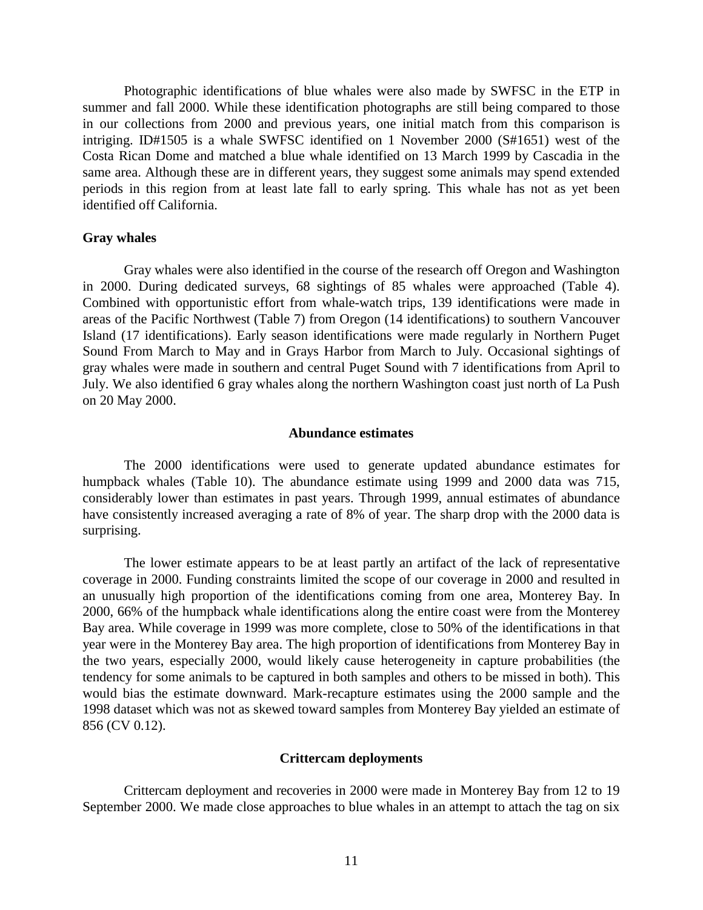Photographic identifications of blue whales were also made by SWFSC in the ETP in summer and fall 2000. While these identification photographs are still being compared to those in our collections from 2000 and previous years, one initial match from this comparison is intriging. ID#1505 is a whale SWFSC identified on 1 November 2000 (S#1651) west of the Costa Rican Dome and matched a blue whale identified on 13 March 1999 by Cascadia in the same area. Although these are in different years, they suggest some animals may spend extended periods in this region from at least late fall to early spring. This whale has not as yet been identified off California.

**Gray whales**

Gray whales were also identified in the course of the research off Oregon and Washington in 2000. During dedicated surveys, 68 sightings of 85 whales were approached (Table 4). Combined with opportunistic effort from whale-watch trips, 139 identifications were made in areas of the Pacific Northwest (Table 7) from Oregon (14 identifications) to southern Vancouver Island (17 identifications). Early season identifications were made regularly in Northern Puget Sound From March to May and in Grays Harbor from March to July. Occasional sightings of gray whales were made in southern and central Puget Sound with 7 identifications from April to July. We also identified 6 gray whales along the northern Washington coast just north of La Push on 20 May 2000.

## Abundance estimates

The 2000 identifications were used to generate updated abundance estimates for humpback whales (Table 10). The abundance estimate using 1999 and 2000 data was 715, considerably lower than estimates in past years. Through 1999, annual estimates of abundance have consistently increased averaging a rate of 8% of year. The sharp drop with the 2000 data is surprising.

The lower estimate appears to be at least partly an artifact of the lack of representative coverage in 2000. Funding constraints limited the scope of our coverage in 2000 and resulted in an unusually high proportion of the identifications coming from one area, Monterey Bay. In 2000, 66% of the humpback whale identifications along the entire coast were from the Monterey Bay area. While coverage in 1999 was more complete, close to 50% of the identifications in that year were in the Monterey Bay area. The high proportion of identifications from Monterey Bay in the two years, especially 2000, would likely cause heterogeneity in capture probabilities (the tendency for some animals to be captured in both samples and others to be missed in both). This would bias the estimate downward. Mark-recapture estimates using the 2000 sample and the 1998 dataset which was not as skewed toward samples from Monterey Bay yielded an estimate of 856 (CV 0.12).

## Crittercam deployments

Crittercam deployment and recoveries in 2000 were made in Monterey Bay from 12 to 19 September 2000. We made close approaches to blue whales in an attempt to attach the tag on six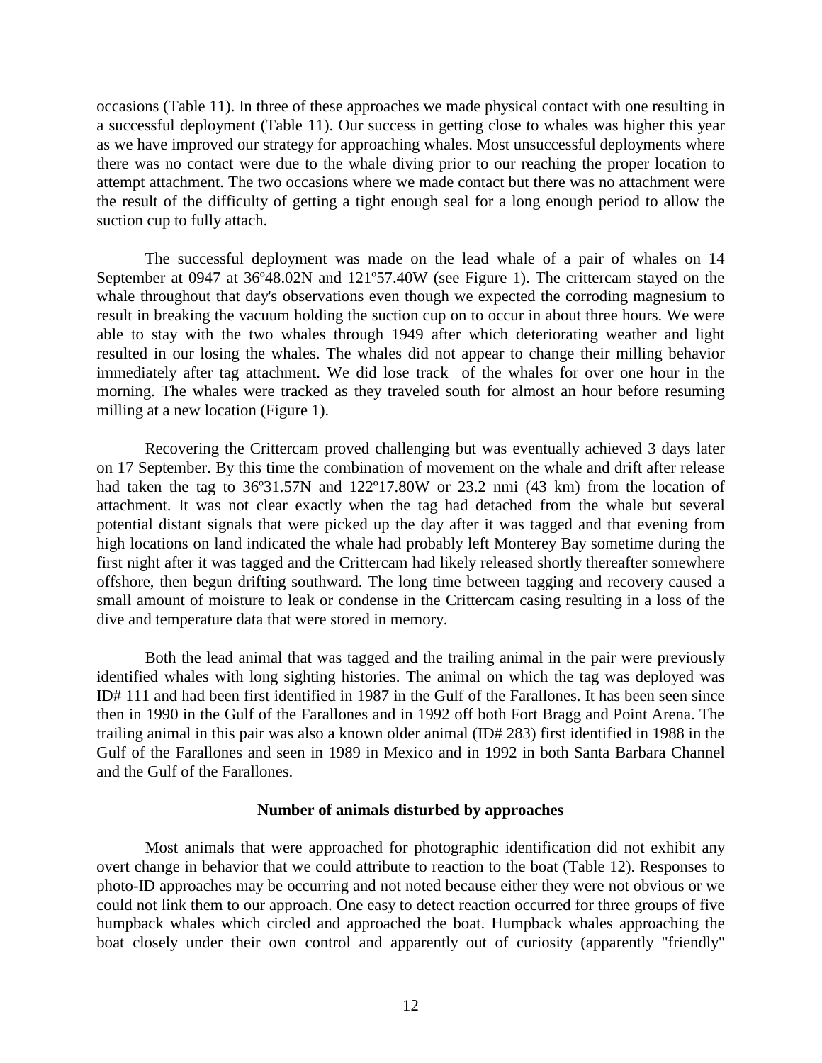occasions (Table 11). In three of these approaches we made physical contact with one resulting in a successful deployment (Table 11). Our success in getting close to whales was higher this year as we have improved our strategy for approaching whales. Most unsuccessful deployments where there was no contact were due to the whale diving prior to our reaching the proper location to attempt attachment. The two occasions where we made contact but there was no attachment were the result of the difficulty of getting a tight enough seal for a long enough period to allow the suction cup to fully attach.

The successful deployment was made on the lead whale of a pair of whales on 14 September at 0947 at 36º48.02N and 121º57.40W (see Figure 1). The crittercam stayed on the whale throughout that day's observations even though we expected the corroding magnesium to result in breaking the vacuum holding the suction cup on to occur in about three hours. We were able to stay with the two whales through 1949 after which deteriorating weather and light resulted in our losing the whales. The whales did not appear to change their milling behavior immediately after tag attachment. We did lose track of the whales for over one hour in the morning. The whales were tracked as they traveled south for almost an hour before resuming milling at a new location (Figure 1).

Recovering the Crittercam proved challenging but was eventually achieved 3 days later on 17 September. By this time the combination of movement on the whale and drift after release had taken the tag to 36º31.57N and 122º17.80W or 23.2 nmi (43 km) from the location of attachment. It was not clear exactly when the tag had detached from the whale but several potential distant signals that were picked up the day after it was tagged and that evening from high locations on land indicated the whale had probably left Monterey Bay sometime during the first night after it was tagged and the Crittercam had likely released shortly thereafter somewhere offshore, then begun drifting southward. The long time between tagging and recovery caused a small amount of moisture to leak or condense in the Crittercam casing resulting in a loss of the dive and temperature data that were stored in memory.

Both the lead animal that was tagged and the trailing animal in the pair were previously identified whales with long sighting histories. The animal on which the tag was deployed was ID# 111 and had been first identified in 1987 in the Gulf of the Farallones. It has been seen since then in 1990 in the Gulf of the Farallones and in 1992 off both Fort Bragg and Point Arena. The trailing animal in this pair was also a known older animal (ID# 283) first identified in 1988 in the Gulf of the Farallones and seen in 1989 in Mexico and in 1992 in both Santa Barbara Channel and the Gulf of the Farallones.

### Number of animals disturbed by approaches

Most animals that were approached for photographic identification did not exhibit any overt change in behavior that we could attribute to reaction to the boat (Table 12). Responses to photo-ID approaches may be occurring and not noted because either they were not obvious or we could not link them to our approach. One easy to detect reaction occurred for three groups of five humpback whales which circled and approached the boat. Humpback whales approaching the boat closely under their own control and apparently out of curiosity (apparently "friendly"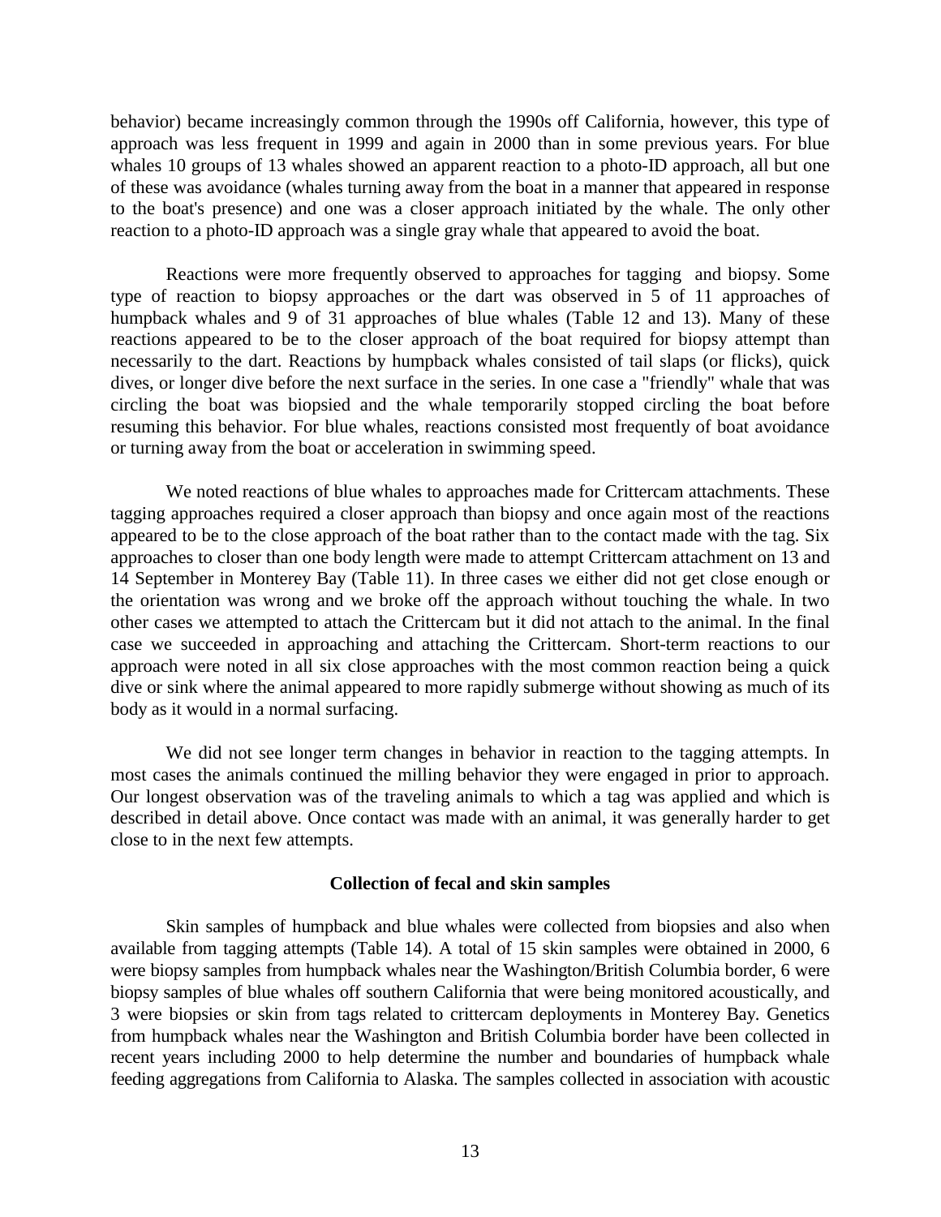behavior) became increasingly common through the 1990s off California, however, this type of approach was less frequent in 1999 and again in 2000 than in some previous years. For blue whales 10 groups of 13 whales showed an apparent reaction to a photo-ID approach, all but one of these was avoidance (whales turning away from the boat in a manner that appeared in response to the boat's presence) and one was a closer approach initiated by the whale. The only other reaction to a photo-ID approach was a single gray whale that appeared to avoid the boat.

Reactions were more frequently observed to approaches for tagging and biopsy. Some type of reaction to biopsy approaches or the dart was observed in 5 of 11 approaches of humpback whales and 9 of 31 approaches of blue whales (Table 12 and 13). Many of these reactions appeared to be to the closer approach of the boat required for biopsy attempt than necessarily to the dart. Reactions by humpback whales consisted of tail slaps (or flicks), quick dives, or longer dive before the next surface in the series. In one case a "friendly" whale that was circling the boat was biopsied and the whale temporarily stopped circling the boat before resuming this behavior. For blue whales, reactions consisted most frequently of boat avoidance or turning away from the boat or acceleration in swimming speed.

We noted reactions of blue whales to approaches made for Crittercam attachments. These tagging approaches required a closer approach than biopsy and once again most of the reactions appeared to be to the close approach of the boat rather than to the contact made with the tag. Six approaches to closer than one body length were made to attempt Crittercam attachment on 13 and 14 September in Monterey Bay (Table 11). In three cases we either did not get close enough or the orientation was wrong and we broke off the approach without touching the whale. In two other cases we attempted to attach the Crittercam but it did not attach to the animal. In the final case we succeeded in approaching and attaching the Crittercam. Short-term reactions to our approach were noted in all six close approaches with the most common reaction being a quick dive or sink where the animal appeared to more rapidly submerge without showing as much of its body as it would in a normal surfacing.

We did not see longer term changes in behavior in reaction to the tagging attempts. In most cases the animals continued the milling behavior they were engaged in prior to approach. Our longest observation was of the traveling animals to which a tag was applied and which is described in detail above. Once contact was made with an animal, it was generally harder to get close to in the next few attempts.

### Collection of fecal and skin samples

Skin samples of humpback and blue whales were collected from biopsies and also when available from tagging attempts (Table 14). A total of 15 skin samples were obtained in 2000, 6 were biopsy samples from humpback whales near the Washington/British Columbia border, 6 were biopsy samples of blue whales off southern California that were being monitored acoustically, and 3 were biopsies or skin from tags related to crittercam deployments in Monterey Bay. Genetics from humpback whales near the Washington and British Columbia border have been collected in recent years including 2000 to help determine the number and boundaries of humpback whale feeding aggregations from California to Alaska. The samples collected in association with acoustic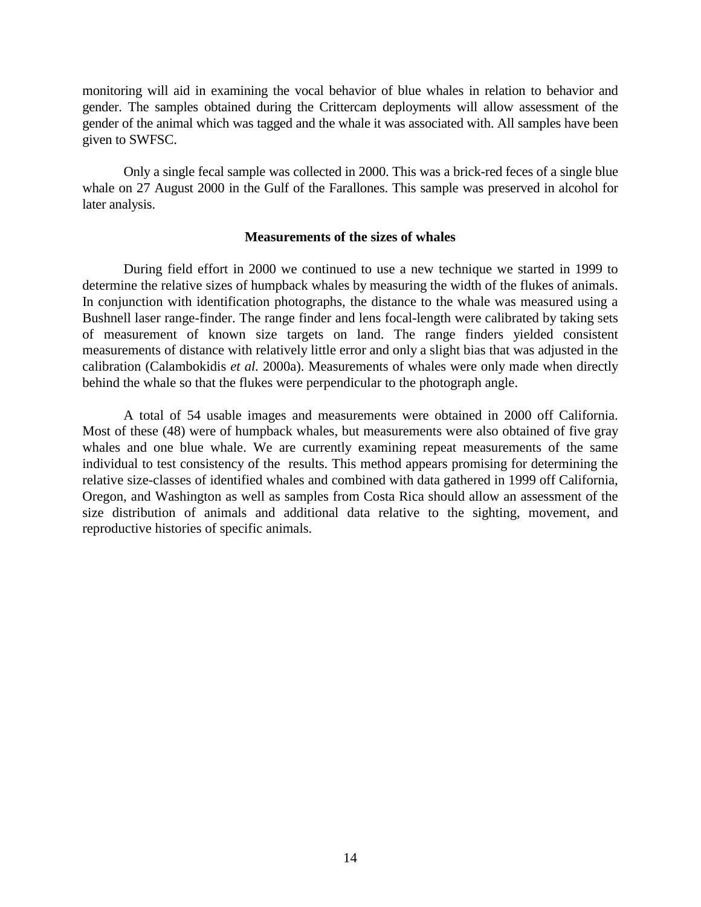monitoring will aid in examining the vocal behavior of blue whales in relation to behavior and gender. The samples obtained during the Crittercam deployments will allow assessment of the gender of the animal which was tagged and the whale it was associated with. All samples have been given to SWFSC.

Only a single fecal sample was collected in 2000. This was a brick-red feces of a single blue whale on 27 August 2000 in the Gulf of the Farallones. This sample was preserved in alcohol for later analysis.

### Measurements of the sizes of whales

During field effort in 2000 we continued to use a new technique we started in 1999 to determine the relative sizes of humpback whales by measuring the width of the flukes of animals. In conjunction with identification photographs, the distance to the whale was measured using a Bushnell laser range-finder. The range finder and lens focal-length were calibrated by taking sets of measurement of known size targets on land. The range finders yielded consistent measurements of distance with relatively little error and only a slight bias that was adjusted in the calibration (Calambokidis *et al.* 2000a). Measurements of whales were only made when directly behind the whale so that the flukes were perpendicular to the photograph angle.

A total of 54 usable images and measurements were obtained in 2000 off California. Most of these (48) were of humpback whales, but measurements were also obtained of five gray whales and one blue whale. We are currently examining repeat measurements of the same individual to test consistency of the results. This method appears promising for determining the relative size-classes of identified whales and combined with data gathered in 1999 off California, Oregon, and Washington as well as samples from Costa Rica should allow an assessment of the size distribution of animals and additional data relative to the sighting, movement, and reproductive histories of specific animals.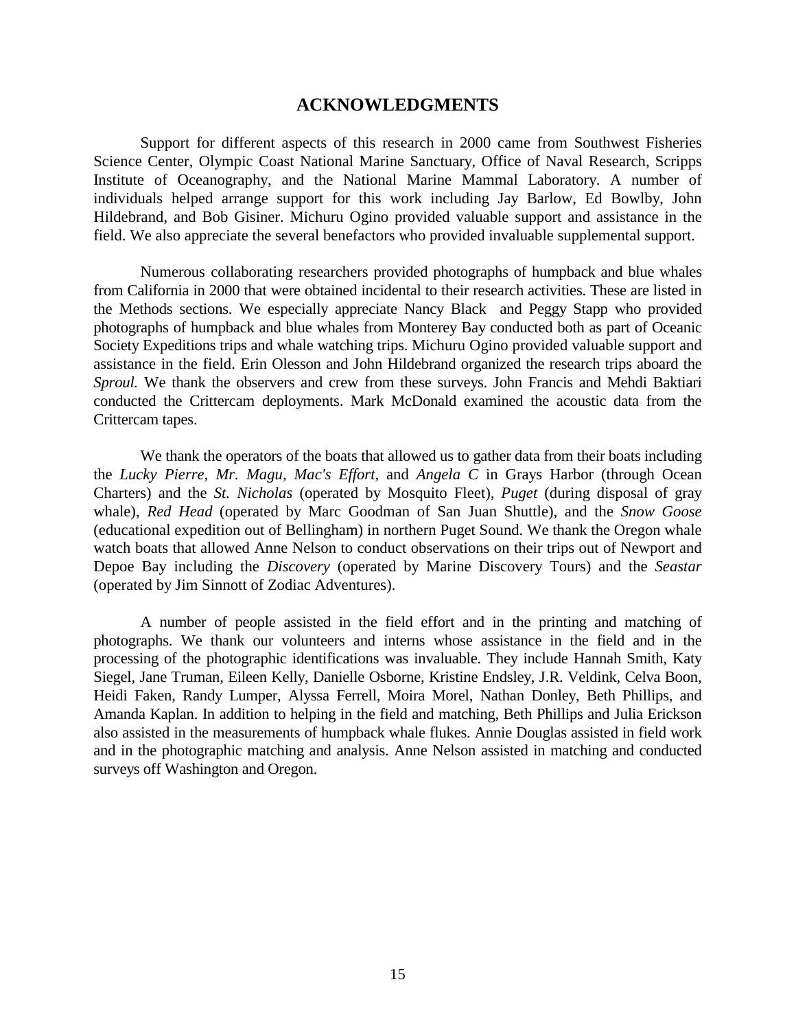# ACKNOWLEDGMENTS

Support for different aspects of this research in 2000 came from Southwest Fisheries Science Center, Olympic Coast National Marine Sanctuary, Office of Naval Research, Scripps Institute of Oceanography, and the National Marine Mammal Laboratory. A number of individuals helped arrange support for this work including Jay Barlow, Ed Bowlby, John Hildebrand, and Bob Gisiner. Michuru Ogino provided valuable support and assistance in the field. We also appreciate the several benefactors who provided invaluable supplemental support.

Numerous collaborating researchers provided photographs of humpback and blue whales from California in 2000 that were obtained incidental to their research activities. These are listed in the Methods sections. We especially appreciate Nancy Black and Peggy Stapp who provided photographs of humpback and blue whales from Monterey Bay conducted both as part of Oceanic Society Expeditions trips and whale watching trips. Michuru Ogino provided valuable support and assistance in the field. Erin Olesson and John Hildebrand organized the research trips aboard the *Sproul.* We thank the observers and crew from these surveys. John Francis and Mehdi Baktiari conducted the Crittercam deployments. Mark McDonald examined the acoustic data from the Crittercam tapes.

We thank the operators of the boats that allowed us to gather data from their boats including the *Lucky Pierre*, *Mr. Magu, Mac's Effort*, and *Angela C* in Grays Harbor (through Ocean Charters) and the *St. Nicholas* (operated by Mosquito Fleet), *Puget* (during disposal of gray whale), *Red Head* (operated by Marc Goodman of San Juan Shuttle), and the *Snow Goose* (educational expedition out of Bellingham) in northern Puget Sound. We thank the Oregon whale watch boats that allowed Anne Nelson to conduct observations on their trips out of Newport and Depoe Bay including the *Discovery* (operated by Marine Discovery Tours) and the *Seastar* (operated by Jim Sinnott of Zodiac Adventures).

A number of people assisted in the field effort and in the printing and matching of photographs. We thank our volunteers and interns whose assistance in the field and in the processing of the photographic identifications was invaluable. They include Hannah Smith, Katy Siegel, Jane Truman, Eileen Kelly, Danielle Osborne, Kristine Endsley, J.R. Veldink, Celva Boon, Heidi Faken, Randy Lumper, Alyssa Ferrell, Moira Morel, Nathan Donley, Beth Phillips, and Amanda Kaplan. In addition to helping in the field and matching, Beth Phillips and Julia Erickson also assisted in the measurements of humpback whale flukes. Annie Douglas assisted in field work and in the photographic matching and analysis. Anne Nelson assisted in matching and conducted surveys off Washington and Oregon.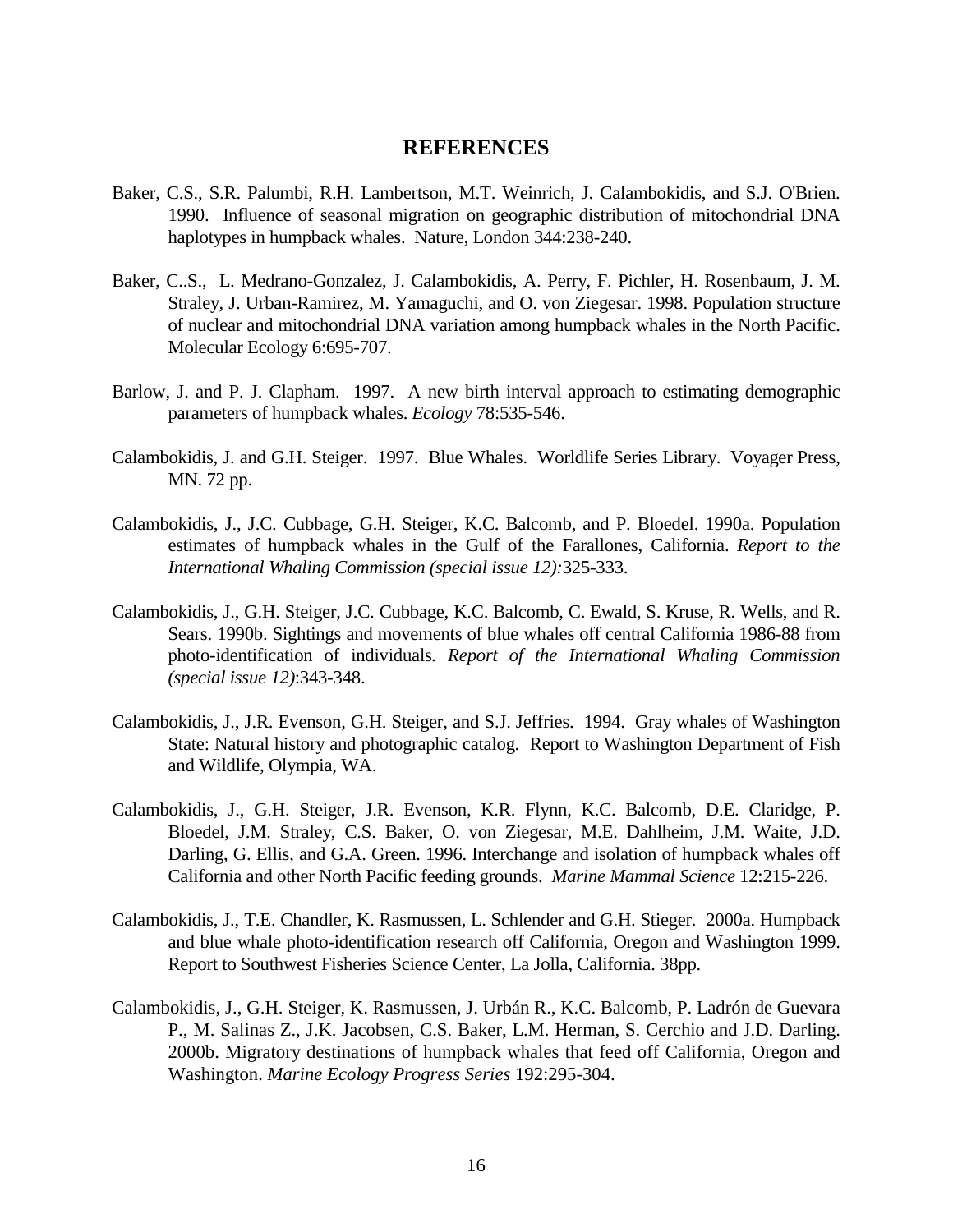# REFERENCES

Baker, C.S., S.R. Palumbi, R.H. Lambertson, M.T. Weinrich, J. Calambokidis, and S.J. O'Brien. 1990. Influence of seasonal migration on geographic distribution of mitochondrial DNA haplotypes in humpback whales. Nature, London 344:238-240.

Baker, C..S., L. Medrano-Gonzalez, J. Calambokidis, A. Perry, F. Pichler, H. Rosenbaum, J. M. Straley, J. Urban-Ramirez, M. Yamaguchi, and O. von Ziegesar. 1998. Population structure of nuclear and mitochondrial DNA variation among humpback whales in the North Pacific. Molecular Ecology 6:695-707.

Barlow, J. and P. J. Clapham. 1997. A new birth interval approach to estimating demographic parameters of humpback whales. *Ecology* 78:535-546.

Calambokidis, J. and G.H. Steiger. 1997. Blue Whales. Worldlife Series Library. Voyager Press, MN. 72 pp.

Calambokidis, J., J.C. Cubbage, G.H. Steiger, K.C. Balcomb, and P. Bloedel. 1990a. Population estimates of humpback whales in the Gulf of the Farallones, California. *Report to the International Whaling Commission (special issue 12):*325-333.

Calambokidis, J., G.H. Steiger, J.C. Cubbage, K.C. Balcomb, C. Ewald, S. Kruse, R. Wells, and R. Sears. 1990b. Sightings and movements of blue whales off central California 1986-88 from photo-identification of individuals*. Report of the International Whaling Commission (special issue 12)*:343-348.

Calambokidis, J., J.R. Evenson, G.H. Steiger, and S.J. Jeffries. 1994. Gray whales of Washington State: Natural history and photographic catalog. Report to Washington Department of Fish and Wildlife, Olympia, WA.

Calambokidis, J., G.H. Steiger, J.R. Evenson, K.R. Flynn, K.C. Balcomb, D.E. Claridge, P. Bloedel, J.M. Straley, C.S. Baker, O. von Ziegesar, M.E. Dahlheim, J.M. Waite, J.D. Darling, G. Ellis, and G.A. Green. 1996. Interchange and isolation of humpback whales off California and other North Pacific feeding grounds. *Marine Mammal Science* 12:215-226.

Calambokidis, J., T.E. Chandler, K. Rasmussen, L. Schlender and G.H. Stieger. 2000a. Humpback and blue whale photo-identification research off California, Oregon and Washington 1999. Report to Southwest Fisheries Science Center, La Jolla, California. 38pp.

Calambokidis, J., G.H. Steiger, K. Rasmussen, J. Urbán R., K.C. Balcomb, P. Ladrón de Guevara P., M. Salinas Z., J.K. Jacobsen, C.S. Baker, L.M. Herman, S. Cerchio and J.D. Darling. 2000b. Migratory destinations of humpback whales that feed off California, Oregon and Washington. *Marine Ecology Progress Series* 192:295-304.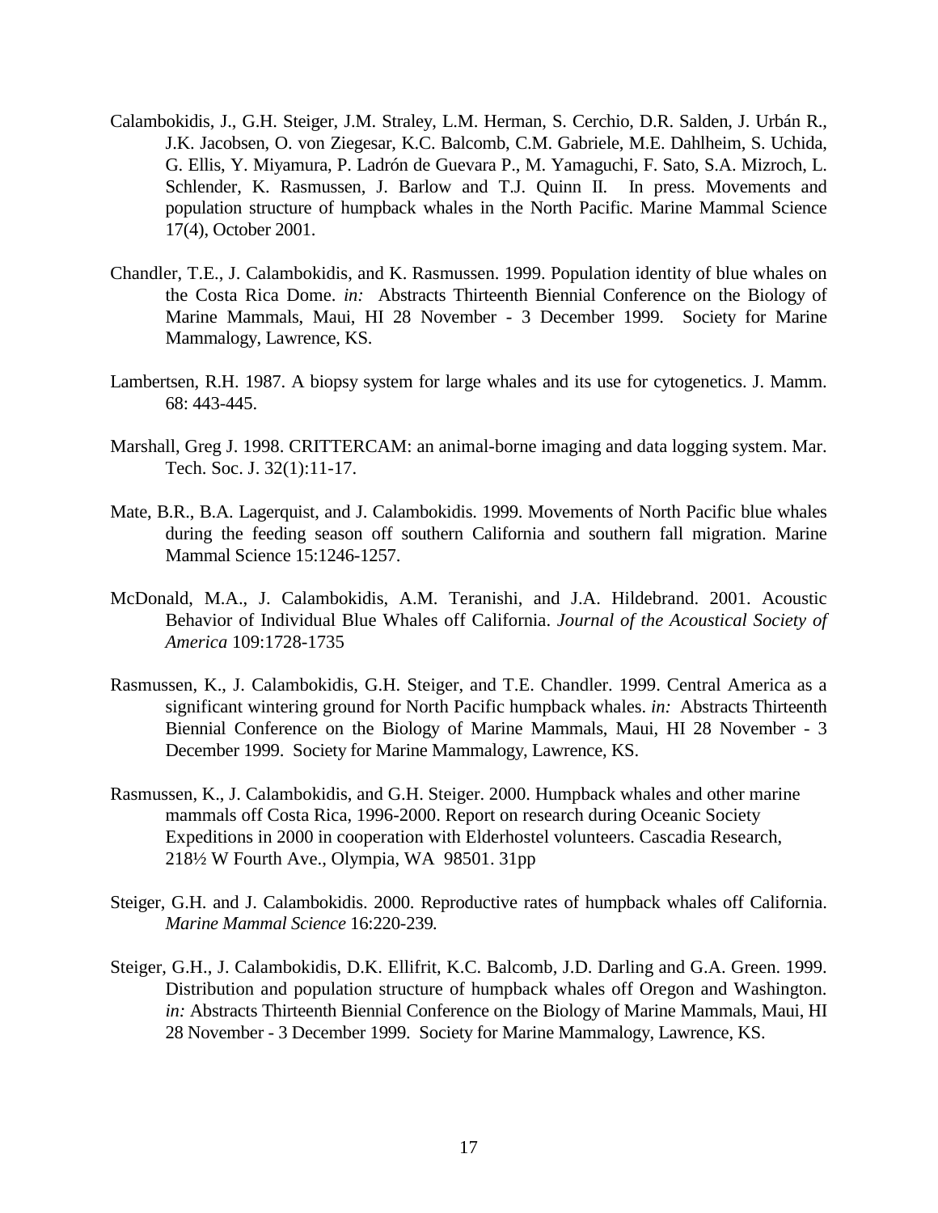Calambokidis, J., G.H. Steiger, J.M. Straley, L.M. Herman, S. Cerchio, D.R. Salden, J. Urbán R., J.K. Jacobsen, O. von Ziegesar, K.C. Balcomb, C.M. Gabriele, M.E. Dahlheim, S. Uchida, G. Ellis, Y. Miyamura, P. Ladrón de Guevara P., M. Yamaguchi, F. Sato, S.A. Mizroch, L. Schlender, K. Rasmussen, J. Barlow and T.J. Quinn II. In press. Movements and population structure of humpback whales in the North Pacific. Marine Mammal Science 17(4), October 2001.

Chandler, T.E., J. Calambokidis, and K. Rasmussen. 1999. Population identity of blue whales on the Costa Rica Dome. *in:* Abstracts Thirteenth Biennial Conference on the Biology of Marine Mammals, Maui, HI 28 November - 3 December 1999. Society for Marine Mammalogy, Lawrence, KS.

Lambertsen, R.H. 1987. A biopsy system for large whales and its use for cytogenetics. J. Mamm. 68: 443-445.

Marshall, Greg J. 1998. CRITTERCAM: an animal-borne imaging and data logging system. Mar. Tech. Soc. J. 32(1):11-17.

Mate, B.R., B.A. Lagerquist, and J. Calambokidis. 1999. Movements of North Pacific blue whales during the feeding season off southern California and southern fall migration. Marine Mammal Science 15:1246-1257.

McDonald, M.A., J. Calambokidis, A.M. Teranishi, and J.A. Hildebrand. 2001. Acoustic Behavior of Individual Blue Whales off California. *Journal of the Acoustical Society of America* 109:1728-1735

Rasmussen, K., J. Calambokidis, G.H. Steiger, and T.E. Chandler. 1999. Central America as a significant wintering ground for North Pacific humpback whales. *in:* Abstracts Thirteenth Biennial Conference on the Biology of Marine Mammals, Maui, HI 28 November - 3 December 1999. Society for Marine Mammalogy, Lawrence, KS.

Rasmussen, K., J. Calambokidis, and G.H. Steiger. 2000. Humpback whales and other marine mammals off Costa Rica, 1996-2000. Report on research during Oceanic Society Expeditions in 2000 in cooperation with Elderhostel volunteers. Cascadia Research, 218½ W Fourth Ave., Olympia, WA 98501. 31pp

Steiger, G.H. and J. Calambokidis. 2000. Reproductive rates of humpback whales off California. *Marine Mammal Science* 16:220-239.

Steiger, G.H., J. Calambokidis, D.K. Ellifrit, K.C. Balcomb, J.D. Darling and G.A. Green. 1999. Distribution and population structure of humpback whales off Oregon and Washington. *in:* Abstracts Thirteenth Biennial Conference on the Biology of Marine Mammals, Maui, HI 28 November - 3 December 1999. Society for Marine Mammalogy, Lawrence, KS.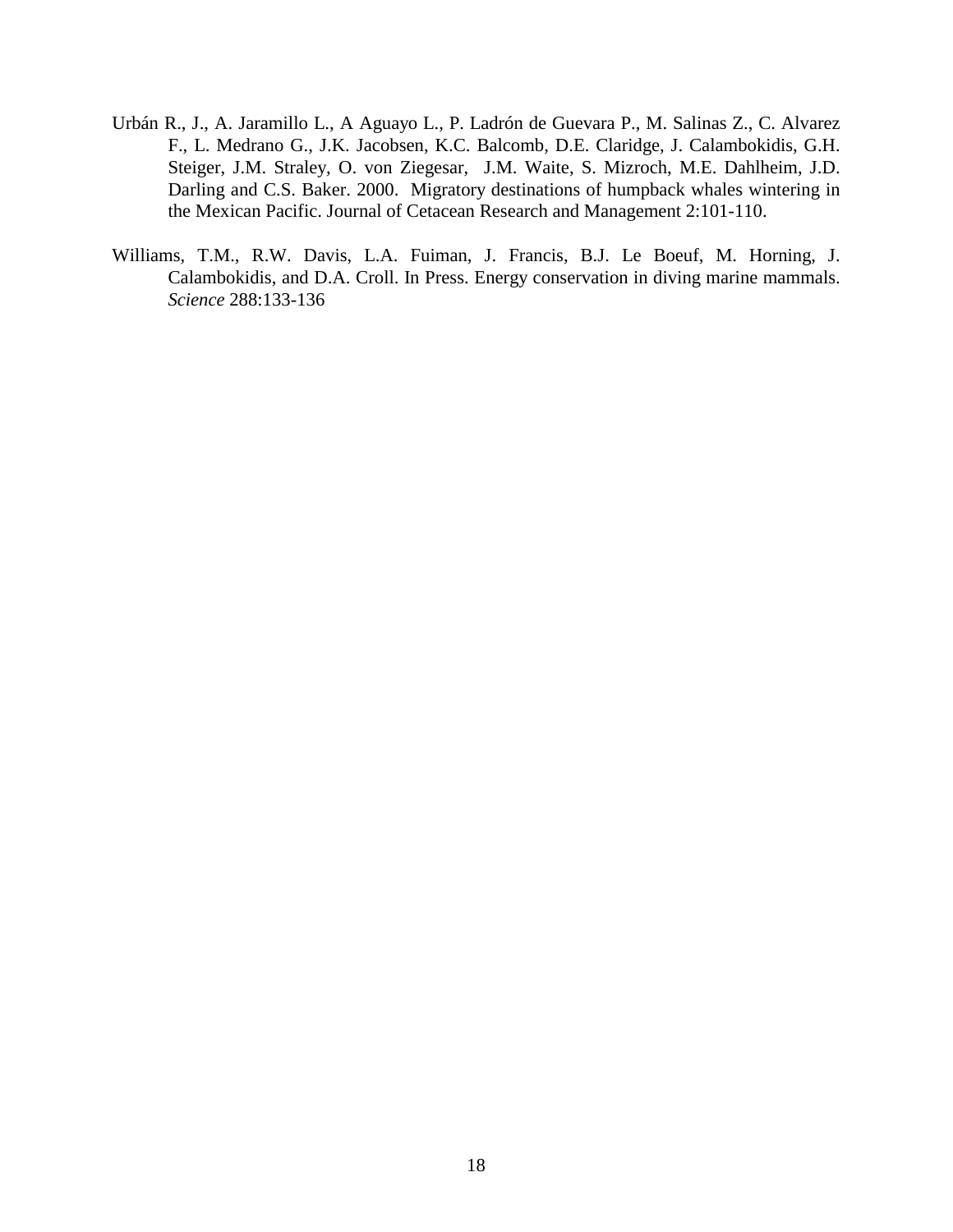Urbán R., J., A. Jaramillo L., A Aguayo L., P. Ladrón de Guevara P., M. Salinas Z., C. Alvarez F., L. Medrano G., J.K. Jacobsen, K.C. Balcomb, D.E. Claridge, J. Calambokidis, G.H. Steiger, J.M. Straley, O. von Ziegesar, J.M. Waite, S. Mizroch, M.E. Dahlheim, J.D. Darling and C.S. Baker. 2000. Migratory destinations of humpback whales wintering in the Mexican Pacific. Journal of Cetacean Research and Management 2:101-110.

Williams, T.M., R.W. Davis, L.A. Fuiman, J. Francis, B.J. Le Boeuf, M. Horning, J. Calambokidis, and D.A. Croll. In Press. Energy conservation in diving marine mammals. *Science* 288:133-136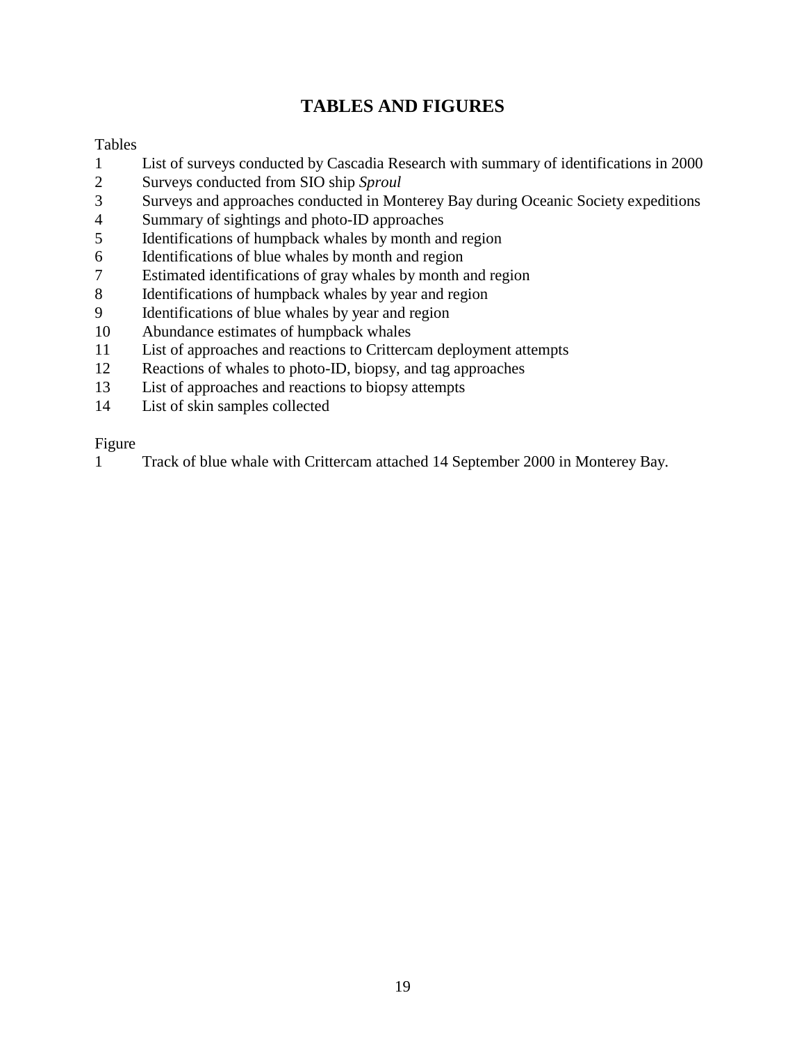# TABLES AND FIGURES

Tables

1 List of surveys conducted by Cascadia Research with summary of identifications in 2000
2 Surveys conducted from SIO ship *Sproul*
3 Surveys and approaches conducted in Monterey Bay during Oceanic Society expeditions
4 Summary of sightings and photo-ID approaches
5 Identifications of humpback whales by month and region
6 Identifications of blue whales by month and region
7 Estimated identifications of gray whales by month and region
8 Identifications of humpback whales by year and region
9 Identifications of blue whales by year and region
10 Abundance estimates of humpback whales
11 List of approaches and reactions to Crittercam deployment attempts
12 Reactions of whales to photo-ID, biopsy, and tag approaches
13 List of approaches and reactions to biopsy attempts
14 List of skin samples collected

Figure

1 Track of blue whale with Crittercam attached 14 September 2000 in Monterey Bay.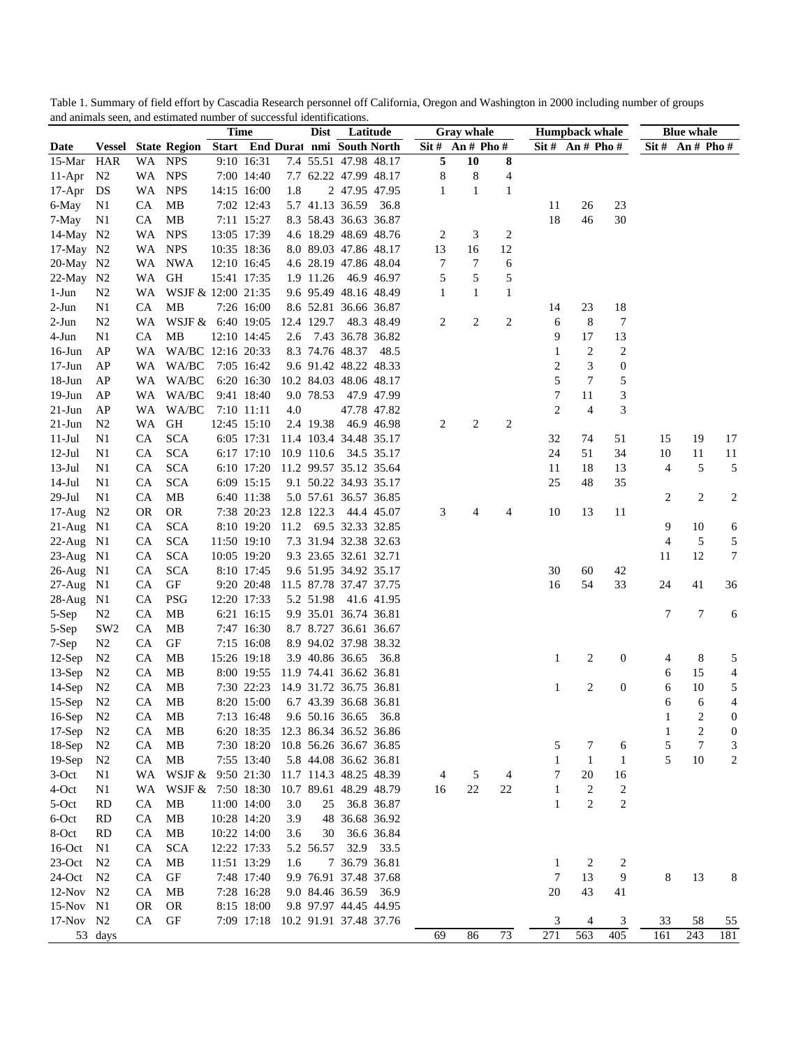Table 1. Summary of field effort by Cascadia Research personnel off California, Oregon and Washington in 2000 including number of groups and animals seen, and estimated number of successful identifications.

| Date | Vessel | State | Region | Time Start | Time End | Durat | Dist nmi | Latitude South | Latitude North | Gray whale Sit # | Gray whale An # | Gray whale Pho # | Humpback whale Sit # | Humpback whale An # | Humpback whale Pho # | Blue whale Sit # | Blue whale An # | Blue whale Pho # |
|---|---|---|---|---|---|---|---|---|---|---|---|---|---|---|---|---|---|---|
| 15-Mar | HAR | WA | NPS | 9:10 | 16:31 | 7.4 | 55.51 | 47.98 | 48.17 | **5** | **10** | **8** | | | | | | |
| 11-Apr | N2 | WA | NPS | 7:00 | 14:40 | 7.7 | 62.22 | 47.99 | 48.17 | 8 | 8 | 4 | | | | | | |
| 17-Apr | DS | WA | NPS | 14:15 | 16:00 | 1.8 | 2 | 47.95 | 47.95 | 1 | 1 | 1 | | | | | | |
| 6-May | N1 | CA | MB | 7:02 | 12:43 | 5.7 | 41.13 | 36.59 | 36.8 | | | | 11 | 26 | 23 | | | |
| 7-May | N1 | CA | MB | 7:11 | 15:27 | 8.3 | 58.43 | 36.63 | 36.87 | | | | 18 | 46 | 30 | | | |
| 14-May | N2 | WA | NPS | 13:05 | 17:39 | 4.6 | 18.29 | 48.69 | 48.76 | 2 | 3 | 2 | | | | | | |
| 17-May | N2 | WA | NPS | 10:35 | 18:36 | 8.0 | 89.03 | 47.86 | 48.17 | 13 | 16 | 12 | | | | | | |
| 20-May | N2 | WA | NWA | 12:10 | 16:45 | 4.6 | 28.19 | 47.86 | 48.04 | 7 | 7 | 6 | | | | | | |
| 22-May | N2 | WA | GH | 15:41 | 17:35 | 1.9 | 11.26 | 46.9 | 46.97 | 5 | 5 | 5 | | | | | | |
| 1-Jun | N2 | WA | WSJF & | 12:00 | 21:35 | 9.6 | 95.49 | 48.16 | 48.49 | 1 | 1 | 1 | | | | | | |
| 2-Jun | N1 | CA | MB | 7:26 | 16:00 | 8.6 | 52.81 | 36.66 | 36.87 | | | | 14 | 23 | 18 | | | |
| 2-Jun | N2 | WA | WSJF & | 6:40 | 19:05 | 12.4 | 129.7 | 48.3 | 48.49 | 2 | 2 | 2 | 6 | 8 | 7 | | | |
| 4-Jun | N1 | CA | MB | 12:10 | 14:45 | 2.6 | 7.43 | 36.78 | 36.82 | | | | 9 | 17 | 13 | | | |
| 16-Jun | AP | WA | WA/BC | 12:16 | 20:33 | 8.3 | 74.76 | 48.37 | 48.5 | | | | 1 | 2 | 2 | | | |
| 17-Jun | AP | WA | WA/BC | 7:05 | 16:42 | 9.6 | 91.42 | 48.22 | 48.33 | | | | 2 | 3 | 0 | | | |
| 18-Jun | AP | WA | WA/BC | 6:20 | 16:30 | 10.2 | 84.03 | 48.06 | 48.17 | | | | 5 | 7 | 5 | | | |
| 19-Jun | AP | WA | WA/BC | 9:41 | 18:40 | 9.0 | 78.53 | 47.9 | 47.99 | | | | 7 | 11 | 3 | | | |
| 21-Jun | AP | WA | WA/BC | 7:10 | 11:11 | 4.0 | | 47.78 | 47.82 | | | | 2 | 4 | 3 | | | |
| 21-Jun | N2 | WA | GH | 12:45 | 15:10 | 2.4 | 19.38 | 46.9 | 46.98 | 2 | 2 | 2 | | | | | | |
| 11-Jul | N1 | CA | SCA | 6:05 | 17:31 | 11.4 | 103.4 | 34.48 | 35.17 | | | | 32 | 74 | 51 | 15 | 19 | 17 |
| 12-Jul | N1 | CA | SCA | 6:17 | 17:10 | 10.9 | 110.6 | 34.5 | 35.17 | | | | 24 | 51 | 34 | 10 | 11 | 11 |
| 13-Jul | N1 | CA | SCA | 6:10 | 17:20 | 11.2 | 99.57 | 35.12 | 35.64 | | | | 11 | 18 | 13 | 4 | 5 | 5 |
| 14-Jul | N1 | CA | SCA | 6:09 | 15:15 | 9.1 | 50.22 | 34.93 | 35.17 | | | | 25 | 48 | 35 | | | |
| 29-Jul | N1 | CA | MB | 6:40 | 11:38 | 5.0 | 57.61 | 36.57 | 36.85 | | | | | | | 2 | 2 | 2 |
| 17-Aug | N2 | OR | OR | 7:38 | 20:23 | 12.8 | 122.3 | 44.4 | 45.07 | 3 | 4 | 4 | 10 | 13 | 11 | | | |
| 21-Aug | N1 | CA | SCA | 8:10 | 19:20 | 11.2 | 69.5 | 32.33 | 32.85 | | | | | | | 9 | 10 | 6 |
| 22-Aug | N1 | CA | SCA | 11:50 | 19:10 | 7.3 | 31.94 | 32.38 | 32.63 | | | | | | | 4 | 5 | 5 |
| 23-Aug | N1 | CA | SCA | 10:05 | 19:20 | 9.3 | 23.65 | 32.61 | 32.71 | | | | | | | 11 | 12 | 7 |
| 26-Aug | N1 | CA | SCA | 8:10 | 17:45 | 9.6 | 51.95 | 34.92 | 35.17 | | | | 30 | 60 | 42 | | | |
| 27-Aug | N1 | CA | GF | 9:20 | 20:48 | 11.5 | 87.78 | 37.47 | 37.75 | | | | 16 | 54 | 33 | 24 | 41 | 36 |
| 28-Aug | N1 | CA | PSG | 12:20 | 17:33 | 5.2 | 51.98 | 41.6 | 41.95 | | | | | | | | | |
| 5-Sep | N2 | CA | MB | 6:21 | 16:15 | 9.9 | 35.01 | 36.74 | 36.81 | | | | | | | 7 | 7 | 6 |
| 5-Sep | SW2 | CA | MB | 7:47 | 16:30 | 8.7 | 8.727 | 36.61 | 36.67 | | | | | | | | | |
| 7-Sep | N2 | CA | GF | 7:15 | 16:08 | 8.9 | 94.02 | 37.98 | 38.32 | | | | | | | | | |
| 12-Sep | N2 | CA | MB | 15:26 | 19:18 | 3.9 | 40.86 | 36.65 | 36.8 | | | | 1 | 2 | 0 | 4 | 8 | 5 |
| 13-Sep | N2 | CA | MB | 8:00 | 19:55 | 11.9 | 74.41 | 36.62 | 36.81 | | | | | | | 6 | 15 | 4 |
| 14-Sep | N2 | CA | MB | 7:30 | 22:23 | 14.9 | 31.72 | 36.75 | 36.81 | | | | 1 | 2 | 0 | 6 | 10 | 5 |
| 15-Sep | N2 | CA | MB | 8:20 | 15:00 | 6.7 | 43.39 | 36.68 | 36.81 | | | | | | | 6 | 6 | 4 |
| 16-Sep | N2 | CA | MB | 7:13 | 16:48 | 9.6 | 50.16 | 36.65 | 36.8 | | | | | | | 1 | 2 | 0 |
| 17-Sep | N2 | CA | MB | 6:20 | 18:35 | 12.3 | 86.34 | 36.52 | 36.86 | | | | | | | 1 | 2 | 0 |
| 18-Sep | N2 | CA | MB | 7:30 | 18:20 | 10.8 | 56.26 | 36.67 | 36.85 | | | | 5 | 7 | 6 | 5 | 7 | 3 |
| 19-Sep | N2 | CA | MB | 7:55 | 13:40 | 5.8 | 44.08 | 36.62 | 36.81 | | | | 1 | 1 | 1 | 5 | 10 | 2 |
| 3-Oct | N1 | WA | WSJF & | 9:50 | 21:30 | 11.7 | 114.3 | 48.25 | 48.39 | 4 | 5 | 4 | 7 | 20 | 16 | | | |
| 4-Oct | N1 | WA | WSJF & | 7:50 | 18:30 | 10.7 | 89.61 | 48.29 | 48.79 | 16 | 22 | 22 | 1 | 2 | 2 | | | |
| 5-Oct | RD | CA | MB | 11:00 | 14:00 | 3.0 | 25 | 36.8 | 36.87 | | | | 1 | 2 | 2 | | | |
| 6-Oct | RD | CA | MB | 10:28 | 14:20 | 3.9 | 48 | 36.68 | 36.92 | | | | | | | | | |
| 8-Oct | RD | CA | MB | 10:22 | 14:00 | 3.6 | 30 | 36.6 | 36.84 | | | | | | | | | |
| 16-Oct | N1 | CA | SCA | 12:22 | 17:33 | 5.2 | 56.57 | 32.9 | 33.5 | | | | | | | | | |
| 23-Oct | N2 | CA | MB | 11:51 | 13:29 | 1.6 | 7 | 36.79 | 36.81 | | | | 1 | 2 | 2 | | | |
| 24-Oct | N2 | CA | GF | 7:48 | 17:40 | 9.9 | 76.91 | 37.48 | 37.68 | | | | 7 | 13 | 9 | 8 | 13 | 8 |
| 12-Nov | N2 | CA | MB | 7:28 | 16:28 | 9.0 | 84.46 | 36.59 | 36.9 | | | | 20 | 43 | 41 | | | |
| 15-Nov | N1 | OR | OR | 8:15 | 18:00 | 9.8 | 97.97 | 44.45 | 44.95 | | | | | | | | | |
| 17-Nov | N2 | CA | GF | 7:09 | 17:18 | 10.2 | 91.91 | 37.48 | 37.76 | | | | 3 | 4 | 3 | 33 | 58 | 55 |
| | 53 days | | | | | | | | | 69 | 86 | 73 | 271 | 563 | 405 | 161 | 243 | 181 |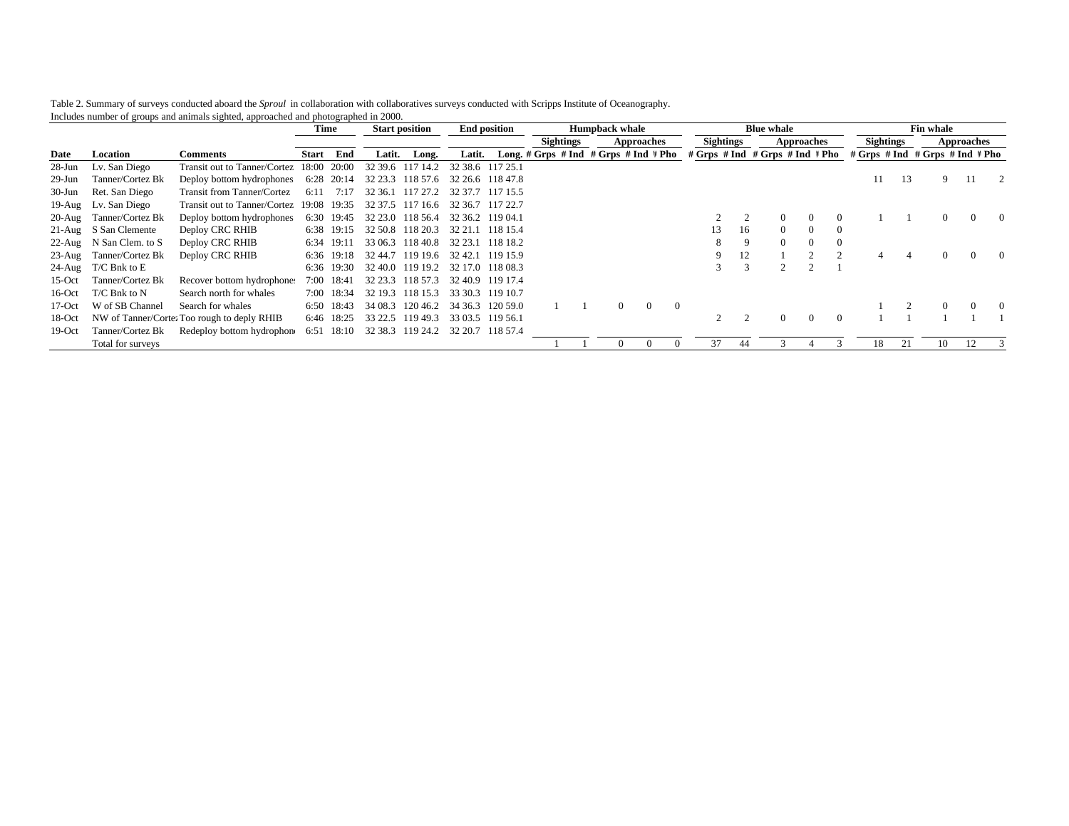Table 2. Summary of surveys conducted aboard the *Sproul* in collaboration with collaboratives surveys conducted with Scripps Institute of Oceanography.
Includes number of groups and animals sighted, approached and photographed in 2000.

| | | | Time | | Start position | | End position | | Humpback whale | | | | | Blue whale | | | | | Fin whale | | | | |
|---|---|---|---|---|---|---|---|---|---|---|---|---|---|---|---|---|---|---|---|---|---|---|---|
| | | | | | | | | | Sightings | | Approaches | | | Sightings | | Approaches | | | Sightings | | Approaches | | |
| Date | Location | Comments | Start | End | Latit. | Long. | Latit. | Long. | # Grps | # Ind | # Grps | # Ind | # Pho | # Grps | # Ind | # Grps | # Ind | # Pho | # Grps | # Ind | # Grps | # Ind | # Pho |
| 28-Jun | Lv. San Diego | Transit out to Tanner/Cortez | 18:00 | 20:00 | 32 39.6 | 117 14.2 | 32 38.6 | 117 25.1 | | | | | | | | | | | | | | | |
| 29-Jun | Tanner/Cortez Bk | Deploy bottom hydrophones | 6:28 | 20:14 | 32 23.3 | 118 57.6 | 32 26.6 | 118 47.8 | | | | | | | | | | | 11 | 13 | 9 | 11 | 2 |
| 30-Jun | Ret. San Diego | Transit from Tanner/Cortez | 6:11 | 7:17 | 32 36.1 | 117 27.2 | 32 37.7 | 117 15.5 | | | | | | | | | | | | | | | |
| 19-Aug | Lv. San Diego | Transit out to Tanner/Cortez | 19:08 | 19:35 | 32 37.5 | 117 16.6 | 32 36.7 | 117 22.7 | | | | | | | | | | | | | | | |
| 20-Aug | Tanner/Cortez Bk | Deploy bottom hydrophones | 6:30 | 19:45 | 32 23.0 | 118 56.4 | 32 36.2 | 119 04.1 | | | | | | 2 | 2 | 0 | 0 | 0 | 1 | 1 | 0 | 0 | 0 |
| 21-Aug | S San Clemente | Deploy CRC RHIB | 6:38 | 19:15 | 32 50.8 | 118 20.3 | 32 21.1 | 118 15.4 | | | | | | 13 | 16 | 0 | 0 | 0 | | | | | |
| 22-Aug | N San Clem. to S | Deploy CRC RHIB | 6:34 | 19:11 | 33 06.3 | 118 40.8 | 32 23.1 | 118 18.2 | | | | | | 8 | 9 | 0 | 0 | 0 | | | | | |
| 23-Aug | Tanner/Cortez Bk | Deploy CRC RHIB | 6:36 | 19:18 | 32 44.7 | 119 19.6 | 32 42.1 | 119 15.9 | | | | | | 9 | 12 | 1 | 2 | 2 | 4 | 4 | 0 | 0 | 0 |
| 24-Aug | T/C Bnk to E | | 6:36 | 19:30 | 32 40.0 | 119 19.2 | 32 17.0 | 118 08.3 | | | | | | 3 | 3 | 2 | 2 | 1 | | | | | |
| 15-Oct | Tanner/Cortez Bk | Recover bottom hydrophones | 7:00 | 18:41 | 32 23.3 | 118 57.3 | 32 40.9 | 119 17.4 | | | | | | | | | | | | | | | |
| 16-Oct | T/C Bnk to N | Search north for whales | 7:00 | 18:34 | 32 19.3 | 118 15.3 | 33 30.3 | 119 10.7 | | | | | | | | | | | | | | | |
| 17-Oct | W of SB Channel | Search for whales | 6:50 | 18:43 | 34 08.3 | 120 46.2 | 34 36.3 | 120 59.0 | 1 | 1 | 0 | 0 | 0 | | | | | | 1 | 2 | 0 | 0 | 0 |
| 18-Oct | NW of Tanner/Cortez | Too rough to deply RHIB | 6:46 | 18:25 | 33 22.5 | 119 49.3 | 33 03.5 | 119 56.1 | | | | | | 2 | 2 | 0 | 0 | 0 | 1 | 1 | 1 | 1 | 1 |
| 19-Oct | Tanner/Cortez Bk | Redeploy bottom hydrophones | 6:51 | 18:10 | 32 38.3 | 119 24.2 | 32 20.7 | 118 57.4 | | | | | | | | | | | | | | | |
| | Total for surveys | | | | | | | | 1 | 1 | 0 | 0 | 0 | 37 | 44 | 3 | 4 | 3 | 18 | 21 | 10 | 12 | 3 |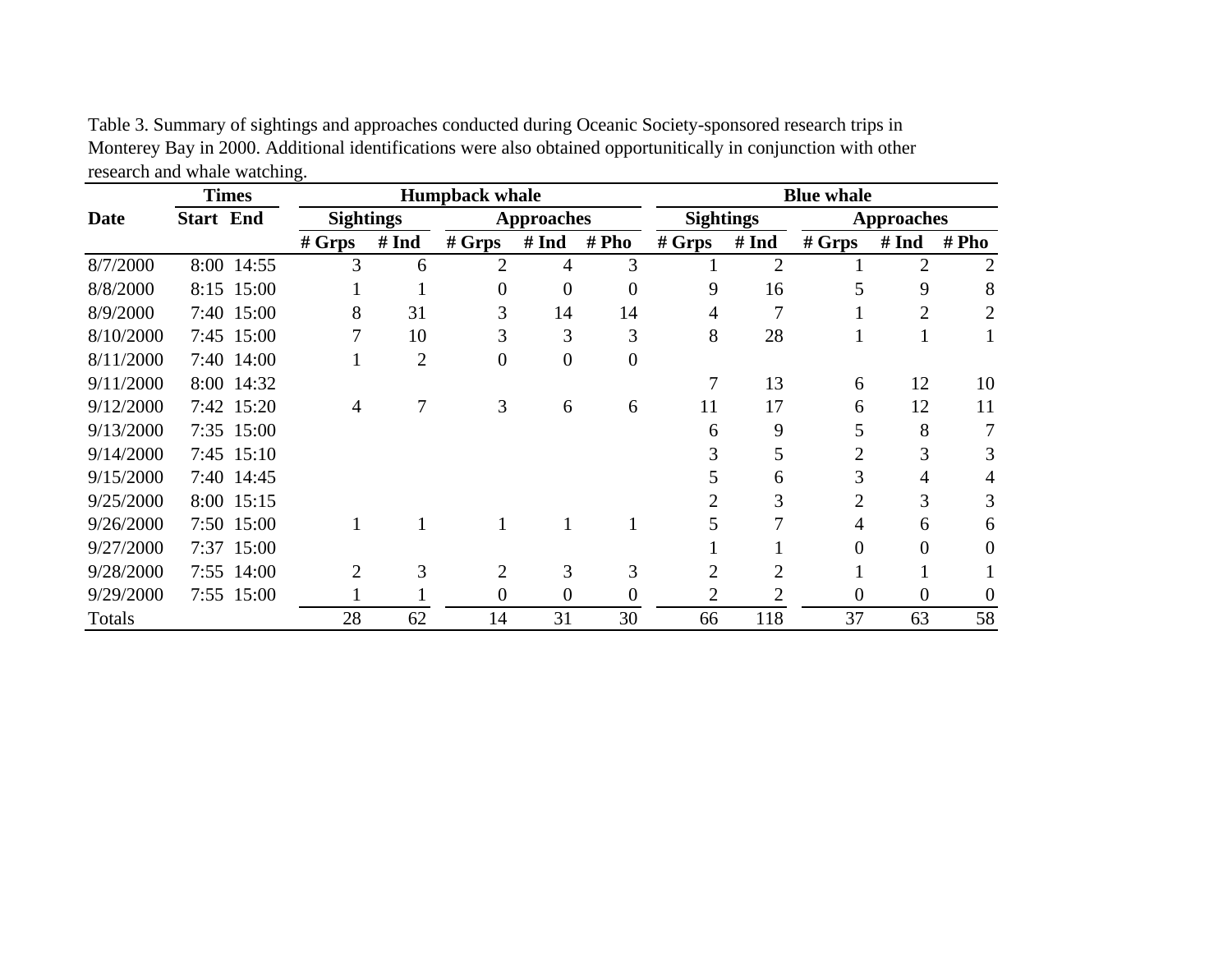Table 3. Summary of sightings and approaches conducted during Oceanic Society-sponsored research trips in Monterey Bay in 2000. Additional identifications were also obtained opportunitically in conjunction with other research and whale watching.

| | Times | | Humpback whale | | | | | Blue whale | | | | |
|---|---|---|---|---|---|---|---|---|---|---|---|---|
| | | | Sightings | | Approaches | | | Sightings | | Approaches | | |
| Date | Start | End | # Grps | # Ind | # Grps | # Ind | # Pho | # Grps | # Ind | # Grps | # Ind | # Pho |
| 8/7/2000 | 8:00 | 14:55 | 3 | 6 | 2 | 4 | 3 | 1 | 2 | 1 | 2 | 2 |
| 8/8/2000 | 8:15 | 15:00 | 1 | 1 | 0 | 0 | 0 | 9 | 16 | 5 | 9 | 8 |
| 8/9/2000 | 7:40 | 15:00 | 8 | 31 | 3 | 14 | 14 | 4 | 7 | 1 | 2 | 2 |
| 8/10/2000 | 7:45 | 15:00 | 7 | 10 | 3 | 3 | 3 | 8 | 28 | 1 | 1 | 1 |
| 8/11/2000 | 7:40 | 14:00 | 1 | 2 | 0 | 0 | 0 | | | | | |
| 9/11/2000 | 8:00 | 14:32 | | | | | | 7 | 13 | 6 | 12 | 10 |
| 9/12/2000 | 7:42 | 15:20 | 4 | 7 | 3 | 6 | 6 | 11 | 17 | 6 | 12 | 11 |
| 9/13/2000 | 7:35 | 15:00 | | | | | | 6 | 9 | 5 | 8 | 7 |
| 9/14/2000 | 7:45 | 15:10 | | | | | | 3 | 5 | 2 | 3 | 3 |
| 9/15/2000 | 7:40 | 14:45 | | | | | | 5 | 6 | 3 | 4 | 4 |
| 9/25/2000 | 8:00 | 15:15 | | | | | | 2 | 3 | 2 | 3 | 3 |
| 9/26/2000 | 7:50 | 15:00 | 1 | 1 | 1 | 1 | 1 | 5 | 7 | 4 | 6 | 6 |
| 9/27/2000 | 7:37 | 15:00 | | | | | | 1 | 1 | 0 | 0 | 0 |
| 9/28/2000 | 7:55 | 14:00 | 2 | 3 | 2 | 3 | 3 | 2 | 2 | 1 | 1 | 1 |
| 9/29/2000 | 7:55 | 15:00 | 1 | 1 | 0 | 0 | 0 | 2 | 2 | 0 | 0 | 0 |
| Totals | | | 28 | 62 | 14 | 31 | 30 | 66 | 118 | 37 | 63 | 58 |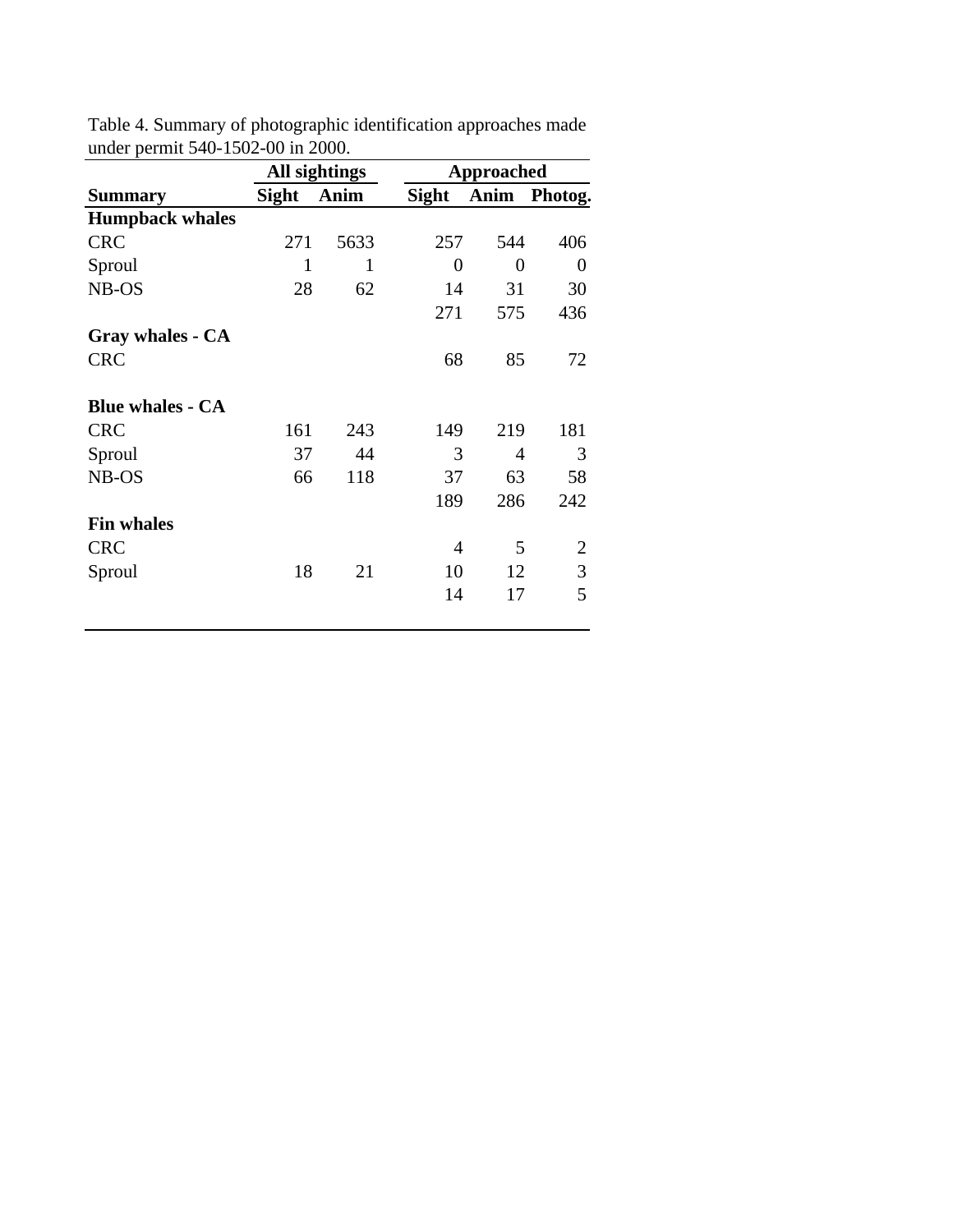Table 4. Summary of photographic identification approaches made under permit 540-1502-00 in 2000.

| | All sightings | | Approached | | |
|---|---|---|---|---|---|
| **Summary** | **Sight** | **Anim** | **Sight** | **Anim** | **Photog.** |
| **Humpback whales** | | | | | |
| CRC | 271 | 5633 | 257 | 544 | 406 |
| Sproul | 1 | 1 | 0 | 0 | 0 |
| NB-OS | 28 | 62 | 14 | 31 | 30 |
| | | | 271 | 575 | 436 |
| **Gray whales - CA** | | | | | |
| CRC | | | 68 | 85 | 72 |
| **Blue whales - CA** | | | | | |
| CRC | 161 | 243 | 149 | 219 | 181 |
| Sproul | 37 | 44 | 3 | 4 | 3 |
| NB-OS | 66 | 118 | 37 | 63 | 58 |
| | | | 189 | 286 | 242 |
| **Fin whales** | | | | | |
| CRC | | | 4 | 5 | 2 |
| Sproul | 18 | 21 | 10 | 12 | 3 |
| | | | 14 | 17 | 5 |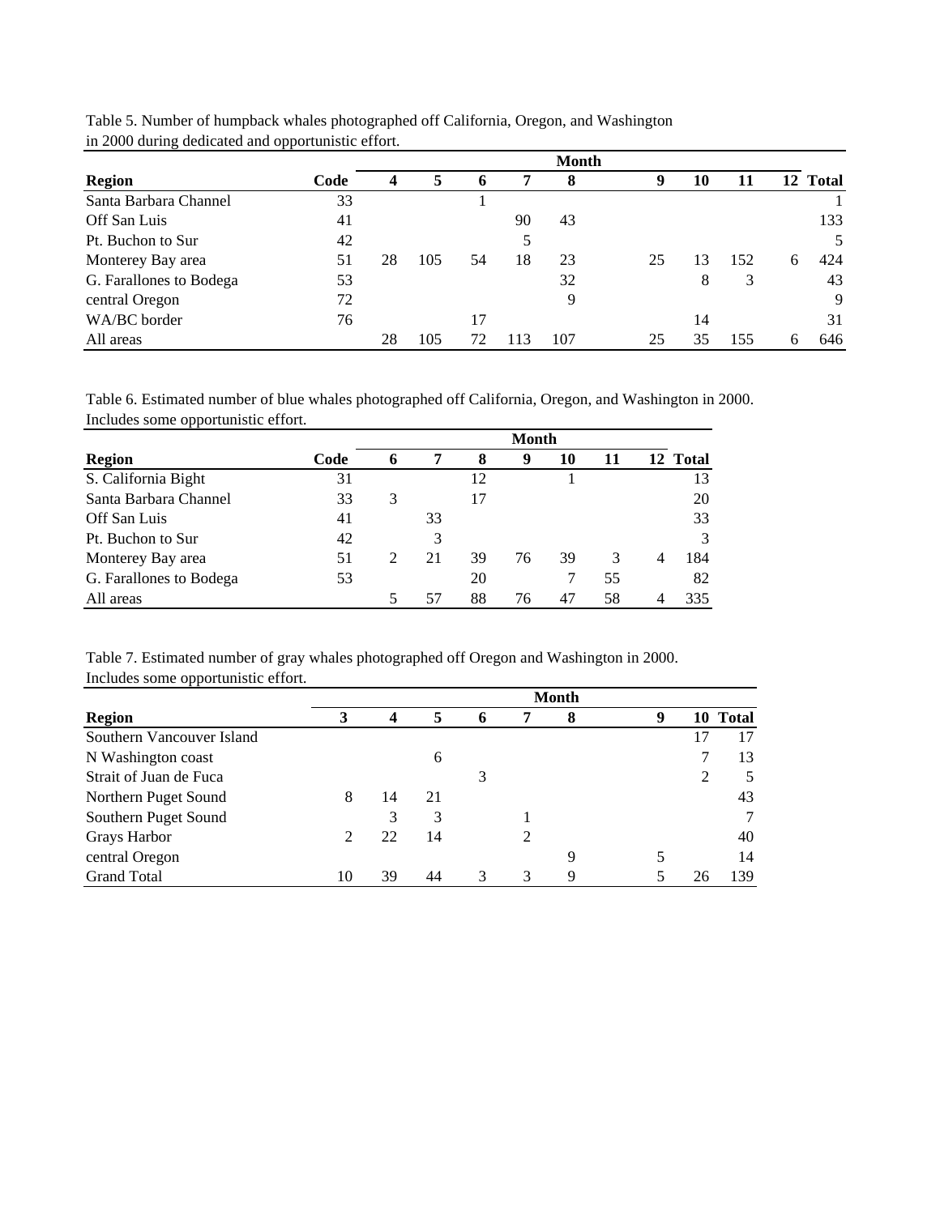Table 5. Number of humpback whales photographed off California, Oregon, and Washington in 2000 during dedicated and opportunistic effort.

| | | Month | | | | | | | | | |
|---|---|---|---|---|---|---|---|---|---|---|---|
| **Region** | **Code** | **4** | **5** | **6** | **7** | **8** | **9** | **10** | **11** | **12** | **Total** |
| Santa Barbara Channel | 33 | | | 1 | | | | | | | 1 |
| Off San Luis | 41 | | | | 90 | 43 | | | | | 133 |
| Pt. Buchon to Sur | 42 | | | | 5 | | | | | | 5 |
| Monterey Bay area | 51 | 28 | 105 | 54 | 18 | 23 | 25 | 13 | 152 | 6 | 424 |
| G. Farallones to Bodega | 53 | | | | | 32 | | 8 | 3 | | 43 |
| central Oregon | 72 | | | | | 9 | | | | | 9 |
| WA/BC border | 76 | | | 17 | | | | 14 | | | 31 |
| All areas | | 28 | 105 | 72 | 113 | 107 | 25 | 35 | 155 | 6 | 646 |

Table 6. Estimated number of blue whales photographed off California, Oregon, and Washington in 2000. Includes some opportunistic effort.

| | | Month | | | | | | | |
|---|---|---|---|---|---|---|---|---|---|
| **Region** | **Code** | **6** | **7** | **8** | **9** | **10** | **11** | **12** | **Total** |
| S. California Bight | 31 | | | 12 | | 1 | | | 13 |
| Santa Barbara Channel | 33 | 3 | | 17 | | | | | 20 |
| Off San Luis | 41 | | 33 | | | | | | 33 |
| Pt. Buchon to Sur | 42 | | 3 | | | | | | 3 |
| Monterey Bay area | 51 | 2 | 21 | 39 | 76 | 39 | 3 | 4 | 184 |
| G. Farallones to Bodega | 53 | | | 20 | | 7 | 55 | | 82 |
| All areas | | 5 | 57 | 88 | 76 | 47 | 58 | 4 | 335 |

Table 7. Estimated number of gray whales photographed off Oregon and Washington in 2000. Includes some opportunistic effort.

| | Month | | | | | | | | |
|---|---|---|---|---|---|---|---|---|---|
| **Region** | **3** | **4** | **5** | **6** | **7** | **8** | **9** | **10** | **Total** |
| Southern Vancouver Island | | | | | | | | 17 | 17 |
| N Washington coast | | | 6 | | | | | 7 | 13 |
| Strait of Juan de Fuca | | | | 3 | | | | 2 | 5 |
| Northern Puget Sound | 8 | 14 | 21 | | | | | | 43 |
| Southern Puget Sound | | 3 | 3 | | 1 | | | | 7 |
| Grays Harbor | 2 | 22 | 14 | | 2 | | | | 40 |
| central Oregon | | | | | | 9 | 5 | | 14 |
| Grand Total | 10 | 39 | 44 | 3 | 3 | 9 | 5 | 26 | 139 |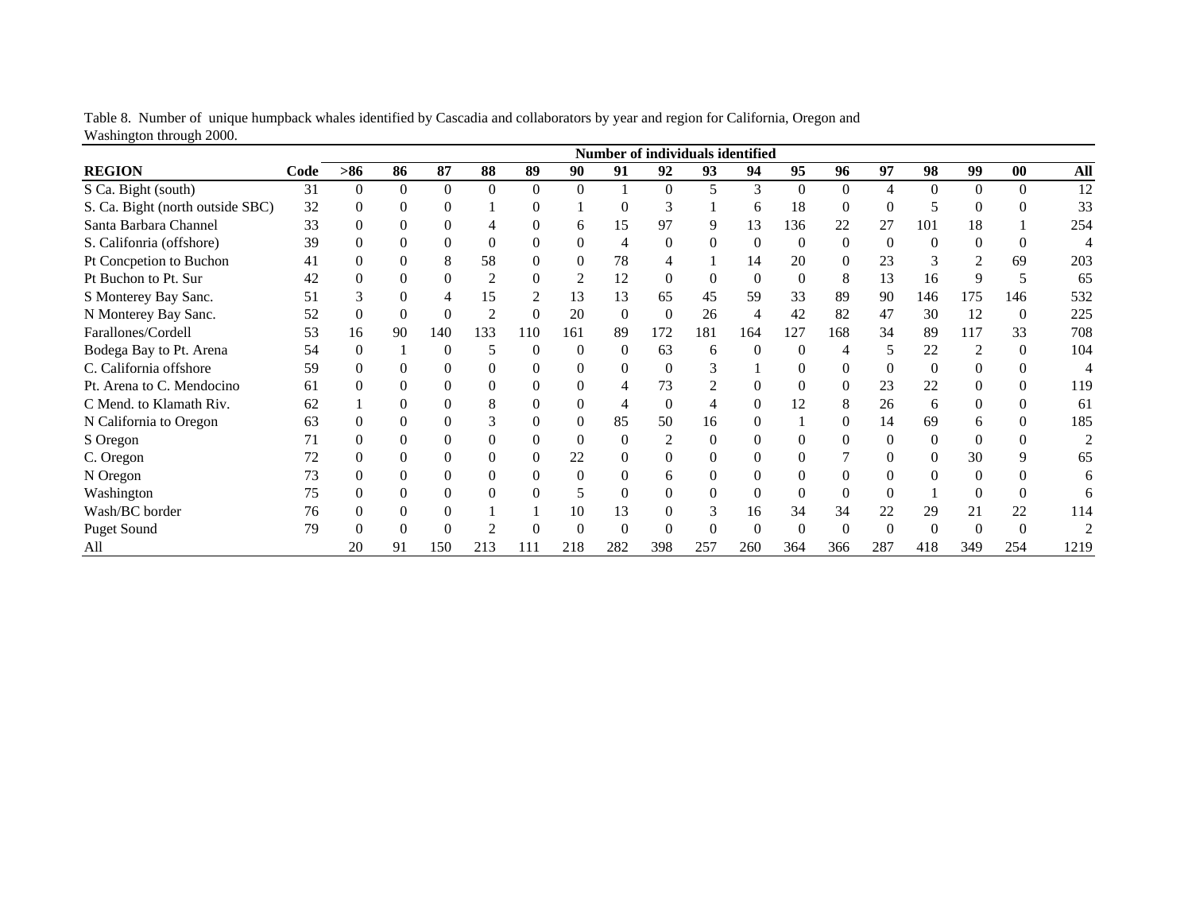Table 8. Number of unique humpback whales identified by Cascadia and collaborators by year and region for California, Oregon and Washington through 2000.

| | | Number of individuals identified | | | | | | | | | | | | | | | | |
|---|---|---|---|---|---|---|---|---|---|---|---|---|---|---|---|---|---|---|
| **REGION** | **Code** | **>86** | **86** | **87** | **88** | **89** | **90** | **91** | **92** | **93** | **94** | **95** | **96** | **97** | **98** | **99** | **00** | **All** |
| S Ca. Bight (south) | 31 | 0 | 0 | 0 | 0 | 0 | 0 | 1 | 0 | 5 | 3 | 0 | 0 | 4 | 0 | 0 | 0 | 12 |
| S. Ca. Bight (north outside SBC) | 32 | 0 | 0 | 0 | 1 | 0 | 1 | 0 | 3 | 1 | 6 | 18 | 0 | 0 | 5 | 0 | 0 | 33 |
| Santa Barbara Channel | 33 | 0 | 0 | 0 | 4 | 0 | 6 | 15 | 97 | 9 | 13 | 136 | 22 | 27 | 101 | 18 | 1 | 254 |
| S. Califonria (offshore) | 39 | 0 | 0 | 0 | 0 | 0 | 0 | 4 | 0 | 0 | 0 | 0 | 0 | 0 | 0 | 0 | 0 | 4 |
| Pt Concpetion to Buchon | 41 | 0 | 0 | 8 | 58 | 0 | 0 | 78 | 4 | 1 | 14 | 20 | 0 | 23 | 3 | 2 | 69 | 203 |
| Pt Buchon to Pt. Sur | 42 | 0 | 0 | 0 | 2 | 0 | 2 | 12 | 0 | 0 | 0 | 0 | 8 | 13 | 16 | 9 | 5 | 65 |
| S Monterey Bay Sanc. | 51 | 3 | 0 | 4 | 15 | 2 | 13 | 13 | 65 | 45 | 59 | 33 | 89 | 90 | 146 | 175 | 146 | 532 |
| N Monterey Bay Sanc. | 52 | 0 | 0 | 0 | 2 | 0 | 20 | 0 | 0 | 26 | 4 | 42 | 82 | 47 | 30 | 12 | 0 | 225 |
| Farallones/Cordell | 53 | 16 | 90 | 140 | 133 | 110 | 161 | 89 | 172 | 181 | 164 | 127 | 168 | 34 | 89 | 117 | 33 | 708 |
| Bodega Bay to Pt. Arena | 54 | 0 | 1 | 0 | 5 | 0 | 0 | 0 | 63 | 6 | 0 | 0 | 4 | 5 | 22 | 2 | 0 | 104 |
| C. California offshore | 59 | 0 | 0 | 0 | 0 | 0 | 0 | 0 | 0 | 3 | 1 | 0 | 0 | 0 | 0 | 0 | 0 | 4 |
| Pt. Arena to C. Mendocino | 61 | 0 | 0 | 0 | 0 | 0 | 0 | 4 | 73 | 2 | 0 | 0 | 0 | 23 | 22 | 0 | 0 | 119 |
| C Mend. to Klamath Riv. | 62 | 1 | 0 | 0 | 8 | 0 | 0 | 4 | 0 | 4 | 0 | 12 | 8 | 26 | 6 | 0 | 0 | 61 |
| N California to Oregon | 63 | 0 | 0 | 0 | 3 | 0 | 0 | 85 | 50 | 16 | 0 | 1 | 0 | 14 | 69 | 6 | 0 | 185 |
| S Oregon | 71 | 0 | 0 | 0 | 0 | 0 | 0 | 0 | 2 | 0 | 0 | 0 | 0 | 0 | 0 | 0 | 0 | 2 |
| C. Oregon | 72 | 0 | 0 | 0 | 0 | 0 | 22 | 0 | 0 | 0 | 0 | 0 | 7 | 0 | 0 | 30 | 9 | 65 |
| N Oregon | 73 | 0 | 0 | 0 | 0 | 0 | 0 | 0 | 6 | 0 | 0 | 0 | 0 | 0 | 0 | 0 | 0 | 6 |
| Washington | 75 | 0 | 0 | 0 | 0 | 0 | 5 | 0 | 0 | 0 | 0 | 0 | 0 | 0 | 1 | 0 | 0 | 6 |
| Wash/BC border | 76 | 0 | 0 | 0 | 1 | 1 | 10 | 13 | 0 | 3 | 16 | 34 | 34 | 22 | 29 | 21 | 22 | 114 |
| Puget Sound | 79 | 0 | 0 | 0 | 2 | 0 | 0 | 0 | 0 | 0 | 0 | 0 | 0 | 0 | 0 | 0 | 0 | 2 |
| All | | 20 | 91 | 150 | 213 | 111 | 218 | 282 | 398 | 257 | 260 | 364 | 366 | 287 | 418 | 349 | 254 | 1219 |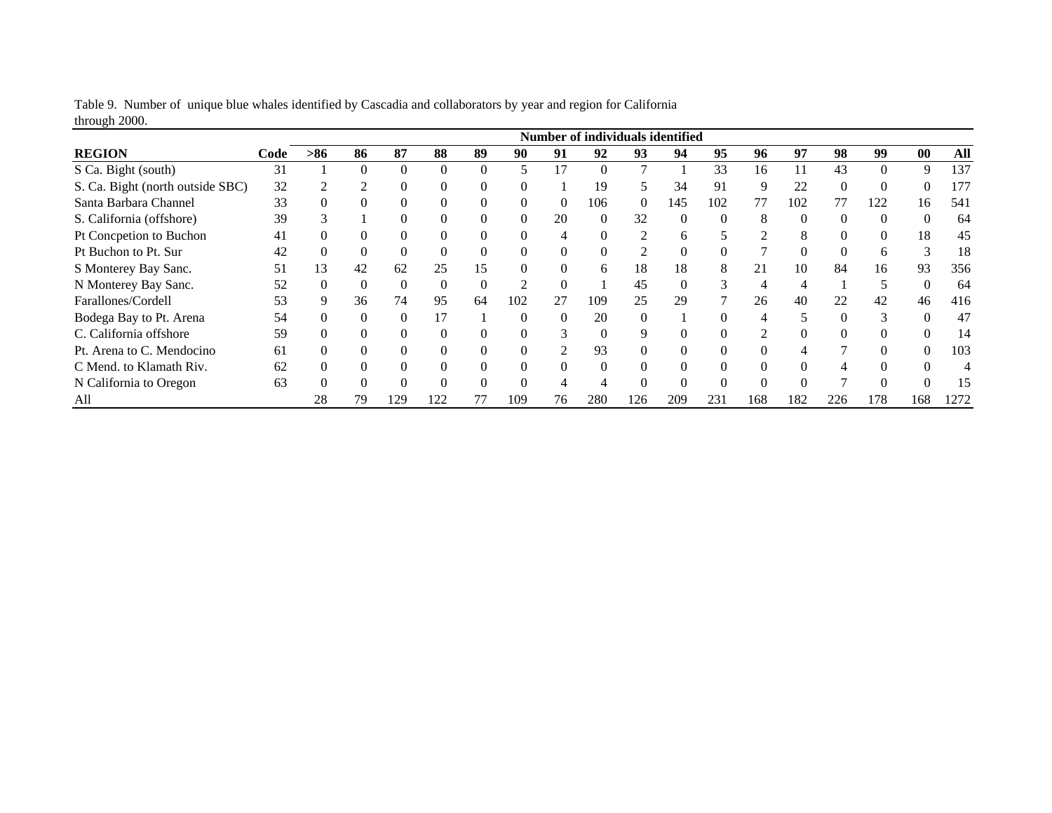Table 9. Number of unique blue whales identified by Cascadia and collaborators by year and region for California through 2000.

| | | Number of individuals identified | | | | | | | | | | | | | | | | |
|---|---|---|---|---|---|---|---|---|---|---|---|---|---|---|---|---|---|---|
| **REGION** | **Code** | **>86** | **86** | **87** | **88** | **89** | **90** | **91** | **92** | **93** | **94** | **95** | **96** | **97** | **98** | **99** | **00** | **All** |
| S Ca. Bight (south) | 31 | 1 | 0 | 0 | 0 | 0 | 5 | 17 | 0 | 7 | 1 | 33 | 16 | 11 | 43 | 0 | 9 | 137 |
| S. Ca. Bight (north outside SBC) | 32 | 2 | 2 | 0 | 0 | 0 | 0 | 1 | 19 | 5 | 34 | 91 | 9 | 22 | 0 | 0 | 0 | 177 |
| Santa Barbara Channel | 33 | 0 | 0 | 0 | 0 | 0 | 0 | 0 | 106 | 0 | 145 | 102 | 77 | 102 | 77 | 122 | 16 | 541 |
| S. California (offshore) | 39 | 3 | 1 | 0 | 0 | 0 | 0 | 20 | 0 | 32 | 0 | 0 | 8 | 0 | 0 | 0 | 0 | 64 |
| Pt Concpetion to Buchon | 41 | 0 | 0 | 0 | 0 | 0 | 0 | 4 | 0 | 2 | 6 | 5 | 2 | 8 | 0 | 0 | 18 | 45 |
| Pt Buchon to Pt. Sur | 42 | 0 | 0 | 0 | 0 | 0 | 0 | 0 | 0 | 2 | 0 | 0 | 7 | 0 | 0 | 6 | 3 | 18 |
| S Monterey Bay Sanc. | 51 | 13 | 42 | 62 | 25 | 15 | 0 | 0 | 6 | 18 | 18 | 8 | 21 | 10 | 84 | 16 | 93 | 356 |
| N Monterey Bay Sanc. | 52 | 0 | 0 | 0 | 0 | 0 | 2 | 0 | 1 | 45 | 0 | 3 | 4 | 4 | 1 | 5 | 0 | 64 |
| Farallones/Cordell | 53 | 9 | 36 | 74 | 95 | 64 | 102 | 27 | 109 | 25 | 29 | 7 | 26 | 40 | 22 | 42 | 46 | 416 |
| Bodega Bay to Pt. Arena | 54 | 0 | 0 | 0 | 17 | 1 | 0 | 0 | 20 | 0 | 1 | 0 | 4 | 5 | 0 | 3 | 0 | 47 |
| C. California offshore | 59 | 0 | 0 | 0 | 0 | 0 | 0 | 3 | 0 | 9 | 0 | 0 | 2 | 0 | 0 | 0 | 0 | 14 |
| Pt. Arena to C. Mendocino | 61 | 0 | 0 | 0 | 0 | 0 | 0 | 2 | 93 | 0 | 0 | 0 | 0 | 4 | 7 | 0 | 0 | 103 |
| C Mend. to Klamath Riv. | 62 | 0 | 0 | 0 | 0 | 0 | 0 | 0 | 0 | 0 | 0 | 0 | 0 | 0 | 4 | 0 | 0 | 4 |
| N California to Oregon | 63 | 0 | 0 | 0 | 0 | 0 | 0 | 4 | 4 | 0 | 0 | 0 | 0 | 0 | 7 | 0 | 0 | 15 |
| All | | 28 | 79 | 129 | 122 | 77 | 109 | 76 | 280 | 126 | 209 | 231 | 168 | 182 | 226 | 178 | 168 | 1272 |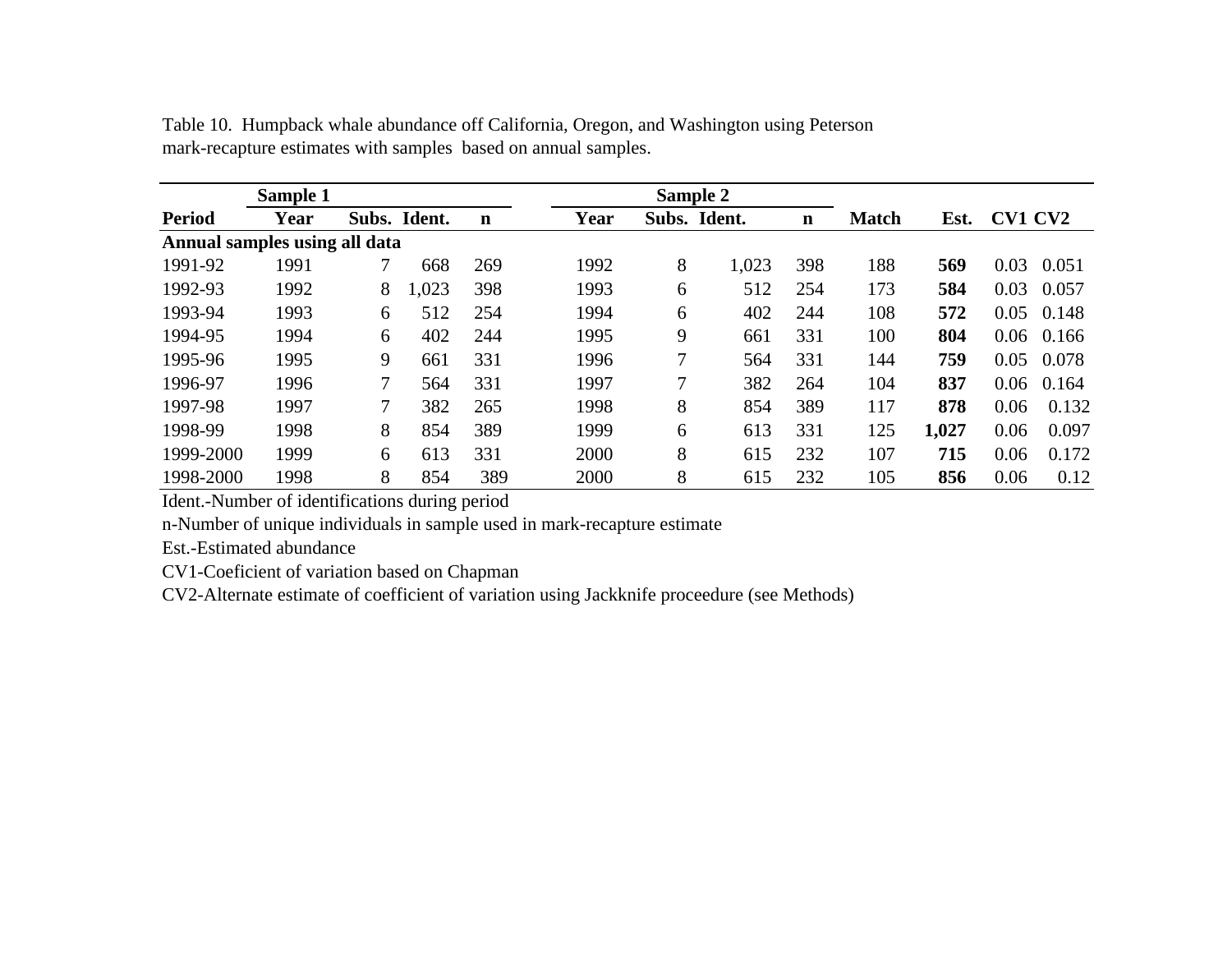Table 10. Humpback whale abundance off California, Oregon, and Washington using Peterson mark-recapture estimates with samples based on annual samples.

| | Sample 1 | | | | Sample 2 | | | | | | | |
|---|---|---|---|---|---|---|---|---|---|---|---|---|
| **Period** | **Year** | **Subs.** | **Ident.** | **n** | **Year** | **Subs.** | **Ident.** | **n** | **Match** | **Est.** | **CV1** | **CV2** |
| **Annual samples using all data** | | | | | | | | | | | | |
| 1991-92 | 1991 | 7 | 668 | 269 | 1992 | 8 | 1,023 | 398 | 188 | **569** | 0.03 | 0.051 |
| 1992-93 | 1992 | 8 | 1,023 | 398 | 1993 | 6 | 512 | 254 | 173 | **584** | 0.03 | 0.057 |
| 1993-94 | 1993 | 6 | 512 | 254 | 1994 | 6 | 402 | 244 | 108 | **572** | 0.05 | 0.148 |
| 1994-95 | 1994 | 6 | 402 | 244 | 1995 | 9 | 661 | 331 | 100 | **804** | 0.06 | 0.166 |
| 1995-96 | 1995 | 9 | 661 | 331 | 1996 | 7 | 564 | 331 | 144 | **759** | 0.05 | 0.078 |
| 1996-97 | 1996 | 7 | 564 | 331 | 1997 | 7 | 382 | 264 | 104 | **837** | 0.06 | 0.164 |
| 1997-98 | 1997 | 7 | 382 | 265 | 1998 | 8 | 854 | 389 | 117 | **878** | 0.06 | 0.132 |
| 1998-99 | 1998 | 8 | 854 | 389 | 1999 | 6 | 613 | 331 | 125 | **1,027** | 0.06 | 0.097 |
| 1999-2000 | 1999 | 6 | 613 | 331 | 2000 | 8 | 615 | 232 | 107 | **715** | 0.06 | 0.172 |
| 1998-2000 | 1998 | 8 | 854 | 389 | 2000 | 8 | 615 | 232 | 105 | **856** | 0.06 | 0.12 |

Ident.-Number of identifications during period

n-Number of unique individuals in sample used in mark-recapture estimate

Est.-Estimated abundance

CV1-Coeficient of variation based on Chapman

CV2-Alternate estimate of coefficient of variation using Jackknife proceedure (see Methods)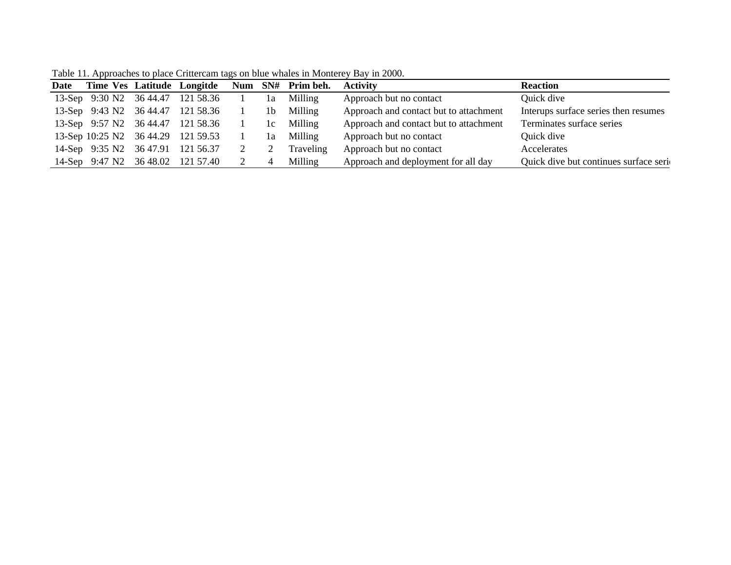Table 11. Approaches to place Crittercam tags on blue whales in Monterey Bay in 2000.

| Date | Time | Ves | Latitude | Longitde | Num | SN# | Prim beh. | Activity | Reaction |
|---|---|---|---|---|---|---|---|---|---|
| 13-Sep | 9:30 | N2 | 36 44.47 | 121 58.36 | 1 | 1a | Milling | Approach but no contact | Quick dive |
| 13-Sep | 9:43 | N2 | 36 44.47 | 121 58.36 | 1 | 1b | Milling | Approach and contact but to attachment | Interups surface series then resumes |
| 13-Sep | 9:57 | N2 | 36 44.47 | 121 58.36 | 1 | 1c | Milling | Approach and contact but to attachment | Terminates surface series |
| 13-Sep | 10:25 | N2 | 36 44.29 | 121 59.53 | 1 | 1a | Milling | Approach but no contact | Quick dive |
| 14-Sep | 9:35 | N2 | 36 47.91 | 121 56.37 | 2 | 2 | Traveling | Approach but no contact | Accelerates |
| 14-Sep | 9:47 | N2 | 36 48.02 | 121 57.40 | 2 | 4 | Milling | Approach and deployment for all day | Quick dive but continues surface seri |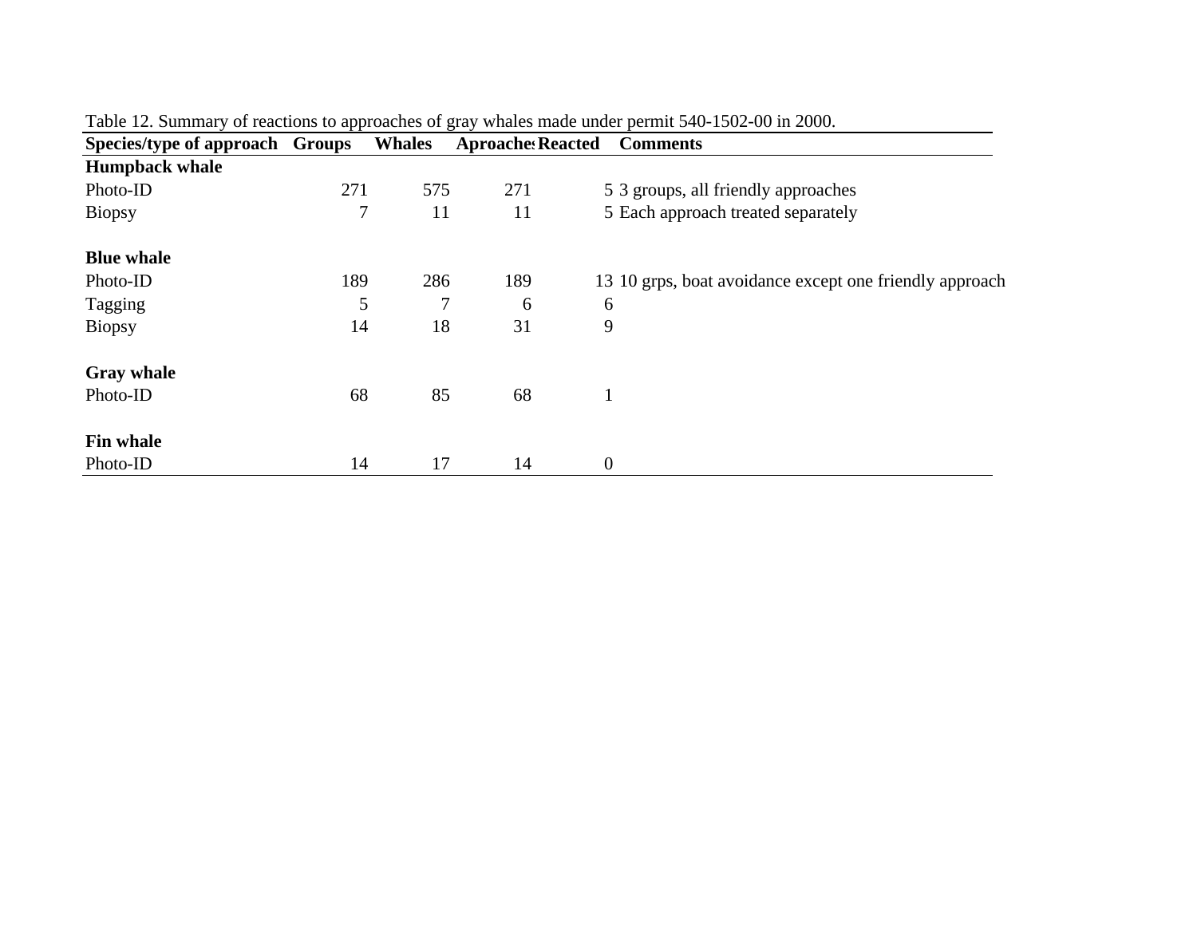Table 12. Summary of reactions to approaches of gray whales made under permit 540-1502-00 in 2000.

| Species/type of approach | Groups | Whales | Aproaches | Reacted | Comments |
|---|---|---|---|---|---|
| **Humpback whale** | | | | | |
| Photo-ID | 271 | 575 | 271 | 5 | 3 groups, all friendly approaches |
| Biopsy | 7 | 11 | 11 | 5 | Each approach treated separately |
| | | | | | |
| **Blue whale** | | | | | |
| Photo-ID | 189 | 286 | 189 | 13 | 10 grps, boat avoidance except one friendly approach |
| Tagging | 5 | 7 | 6 | 6 | |
| Biopsy | 14 | 18 | 31 | 9 | |
| | | | | | |
| **Gray whale** | | | | | |
| Photo-ID | 68 | 85 | 68 | 1 | |
| | | | | | |
| **Fin whale** | | | | | |
| Photo-ID | 14 | 17 | 14 | 0 | |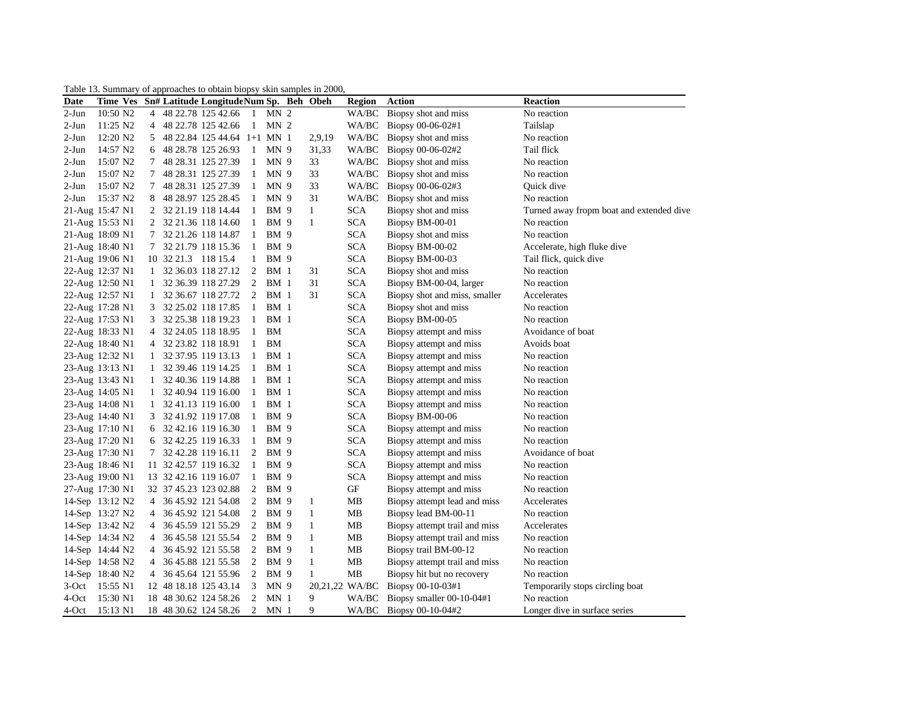Table 13. Summary of approaches to obtain biopsy skin samples in 2000,

| Date | Time | Ves | Sn# | Latitude | Longitude | Num | Sp. | Beh | Obeh | Region | Action | Reaction |
|---|---|---|---|---|---|---|---|---|---|---|---|---|
| 2-Jun | 10:50 | N2 | 4 | 48 22.78 | 125 42.66 | 1 | MN | 2 | | WA/BC | Biopsy shot and miss | No reaction |
| 2-Jun | 11:25 | N2 | 4 | 48 22.78 | 125 42.66 | 1 | MN | 2 | | WA/BC | Biopsy 00-06-02#1 | Tailslap |
| 2-Jun | 12:20 | N2 | 5 | 48 22.84 | 125 44.64 | 1+1 | MN | 1 | 2,9,19 | WA/BC | Biopsy shot and miss | No reaction |
| 2-Jun | 14:57 | N2 | 6 | 48 28.78 | 125 26.93 | 1 | MN | 9 | 31,33 | WA/BC | Biopsy 00-06-02#2 | Tail flick |
| 2-Jun | 15:07 | N2 | 7 | 48 28.31 | 125 27.39 | 1 | MN | 9 | 33 | WA/BC | Biopsy shot and miss | No reaction |
| 2-Jun | 15:07 | N2 | 7 | 48 28.31 | 125 27.39 | 1 | MN | 9 | 33 | WA/BC | Biopsy shot and miss | No reaction |
| 2-Jun | 15:07 | N2 | 7 | 48 28.31 | 125 27.39 | 1 | MN | 9 | 33 | WA/BC | Biopsy 00-06-02#3 | Quick dive |
| 2-Jun | 15:37 | N2 | 8 | 48 28.97 | 125 28.45 | 1 | MN | 9 | 31 | WA/BC | Biopsy shot and miss | No reaction |
| 21-Aug | 15:47 | N1 | 2 | 32 21.19 | 118 14.44 | 1 | BM | 9 | 1 | SCA | Biopsy shot and miss | Turned away fropm boat and extended dive |
| 21-Aug | 15:53 | N1 | 2 | 32 21.36 | 118 14.60 | 1 | BM | 9 | 1 | SCA | Biopsy BM-00-01 | No reaction |
| 21-Aug | 18:09 | N1 | 7 | 32 21.26 | 118 14.87 | 1 | BM | 9 | | SCA | Biopsy shot and miss | No reaction |
| 21-Aug | 18:40 | N1 | 7 | 32 21.79 | 118 15.36 | 1 | BM | 9 | | SCA | Biopsy BM-00-02 | Accelerate, high fluke dive |
| 21-Aug | 19:06 | N1 | 10 | 32 21.3 | 118 15.4 | 1 | BM | 9 | | SCA | Biopsy BM-00-03 | Tail flick, quick dive |
| 22-Aug | 12:37 | N1 | 1 | 32 36.03 | 118 27.12 | 2 | BM | 1 | 31 | SCA | Biopsy shot and miss | No reaction |
| 22-Aug | 12:50 | N1 | 1 | 32 36.39 | 118 27.29 | 2 | BM | 1 | 31 | SCA | Biopsy BM-00-04, larger | No reaction |
| 22-Aug | 12:57 | N1 | 1 | 32 36.67 | 118 27.72 | 2 | BM | 1 | 31 | SCA | Biopsy shot and miss, smaller | Accelerates |
| 22-Aug | 17:28 | N1 | 3 | 32 25.02 | 118 17.85 | 1 | BM | 1 | | SCA | Biopsy shot and miss | No reaction |
| 22-Aug | 17:53 | N1 | 3 | 32 25.38 | 118 19.23 | 1 | BM | 1 | | SCA | Biopsy BM-00-05 | No reaction |
| 22-Aug | 18:33 | N1 | 4 | 32 24.05 | 118 18.95 | 1 | BM | | | SCA | Biopsy attempt and miss | Avoidance of boat |
| 22-Aug | 18:40 | N1 | 4 | 32 23.82 | 118 18.91 | 1 | BM | | | SCA | Biopsy attempt and miss | Avoids boat |
| 23-Aug | 12:32 | N1 | 1 | 32 37.95 | 119 13.13 | 1 | BM | 1 | | SCA | Biopsy attempt and miss | No reaction |
| 23-Aug | 13:13 | N1 | 1 | 32 39.46 | 119 14.25 | 1 | BM | 1 | | SCA | Biopsy attempt and miss | No reaction |
| 23-Aug | 13:43 | N1 | 1 | 32 40.36 | 119 14.88 | 1 | BM | 1 | | SCA | Biopsy attempt and miss | No reaction |
| 23-Aug | 14:05 | N1 | 1 | 32 40.94 | 119 16.00 | 1 | BM | 1 | | SCA | Biopsy attempt and miss | No reaction |
| 23-Aug | 14:08 | N1 | 1 | 32 41.13 | 119 16.00 | 1 | BM | 1 | | SCA | Biopsy attempt and miss | No reaction |
| 23-Aug | 14:40 | N1 | 3 | 32 41.92 | 119 17.08 | 1 | BM | 9 | | SCA | Biopsy BM-00-06 | No reaction |
| 23-Aug | 17:10 | N1 | 6 | 32 42.16 | 119 16.30 | 1 | BM | 9 | | SCA | Biopsy attempt and miss | No reaction |
| 23-Aug | 17:20 | N1 | 6 | 32 42.25 | 119 16.33 | 1 | BM | 9 | | SCA | Biopsy attempt and miss | No reaction |
| 23-Aug | 17:30 | N1 | 7 | 32 42.28 | 119 16.11 | 2 | BM | 9 | | SCA | Biopsy attempt and miss | Avoidance of boat |
| 23-Aug | 18:46 | N1 | 11 | 32 42.57 | 119 16.32 | 1 | BM | 9 | | SCA | Biopsy attempt and miss | No reaction |
| 23-Aug | 19:00 | N1 | 13 | 32 42.16 | 119 16.07 | 1 | BM | 9 | | SCA | Biopsy attempt and miss | No reaction |
| 27-Aug | 17:30 | N1 | 32 | 37 45.23 | 123 02.88 | 2 | BM | 9 | | GF | Biopsy attempt and miss | No reaction |
| 14-Sep | 13:12 | N2 | 4 | 36 45.92 | 121 54.08 | 2 | BM | 9 | 1 | MB | Biopsy attempt lead and miss | Accelerates |
| 14-Sep | 13:27 | N2 | 4 | 36 45.92 | 121 54.08 | 2 | BM | 9 | 1 | MB | Biopsy lead BM-00-11 | No reaction |
| 14-Sep | 13:42 | N2 | 4 | 36 45.59 | 121 55.29 | 2 | BM | 9 | 1 | MB | Biopsy attempt trail and miss | Accelerates |
| 14-Sep | 14:34 | N2 | 4 | 36 45.58 | 121 55.54 | 2 | BM | 9 | 1 | MB | Biopsy attempt trail and miss | No reaction |
| 14-Sep | 14:44 | N2 | 4 | 36 45.92 | 121 55.58 | 2 | BM | 9 | 1 | MB | Biopsy trail BM-00-12 | No reaction |
| 14-Sep | 14:58 | N2 | 4 | 36 45.88 | 121 55.58 | 2 | BM | 9 | 1 | MB | Biopsy attempt trail and miss | No reaction |
| 14-Sep | 18:40 | N2 | 4 | 36 45.64 | 121 55.96 | 2 | BM | 9 | 1 | MB | Biopsy hit but no recovery | No reaction |
| 3-Oct | 15:55 | N1 | 12 | 48 18.18 | 125 43.14 | 3 | MN | 9 | 20,21,22 | WA/BC | Biopsy 00-10-03#1 | Temporarily stops circling boat |
| 4-Oct | 15:30 | N1 | 18 | 48 30.62 | 124 58.26 | 2 | MN | 1 | 9 | WA/BC | Biopsy smaller 00-10-04#1 | No reaction |
| 4-Oct | 15:13 | N1 | 18 | 48 30.62 | 124 58.26 | 2 | MN | 1 | 9 | WA/BC | Biopsy 00-10-04#2 | Longer dive in surface series |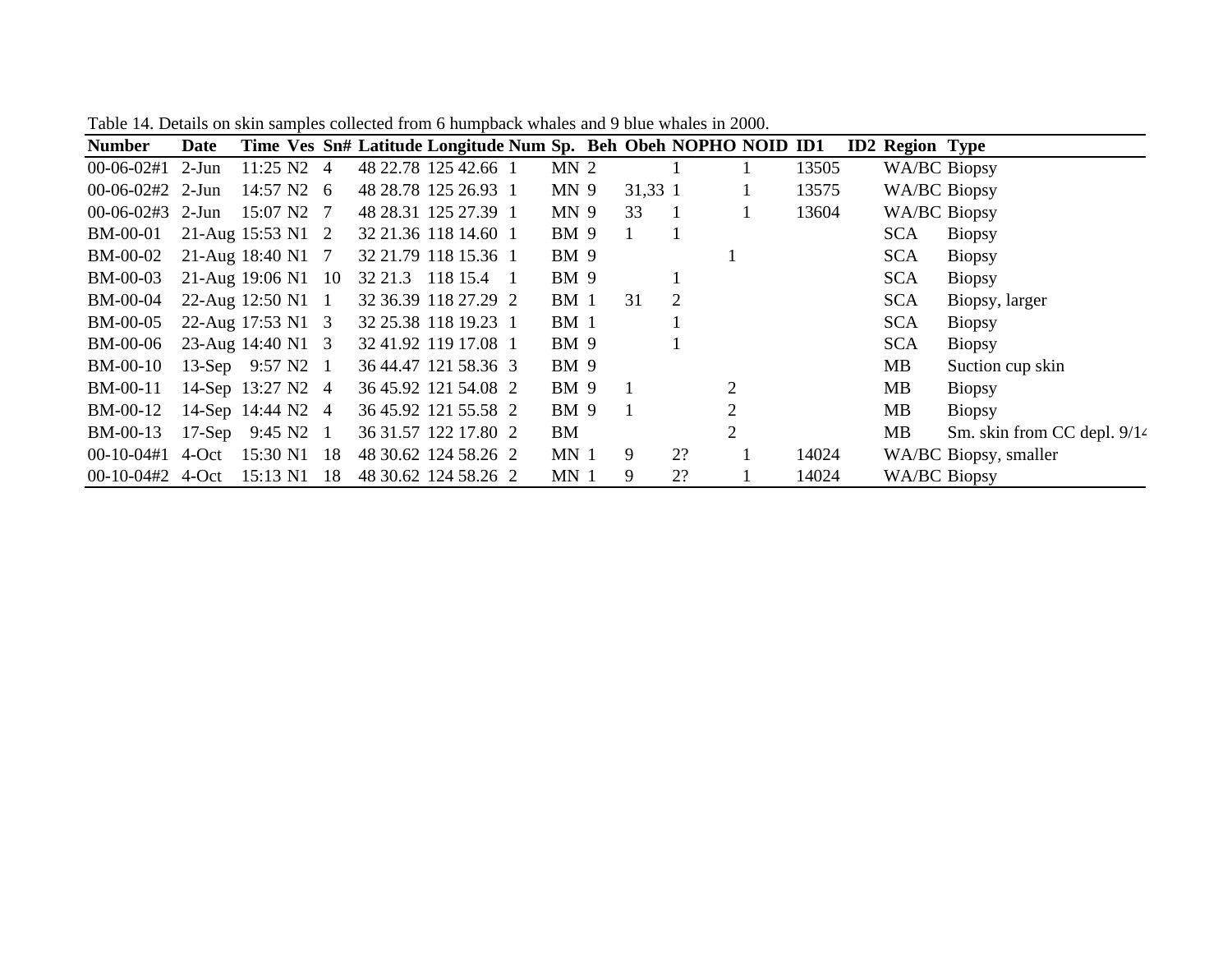Table 14. Details on skin samples collected from 6 humpback whales and 9 blue whales in 2000.

| Number | Date | Time | Ves | Sn# | Latitude | Longitude | Num | Sp. | Beh | Obeh | NOPHO | NOID | ID1 | ID2 | Region | Type |
|---|---|---|---|---|---|---|---|---|---|---|---|---|---|---|---|---|
| 00-06-02#1 | 2-Jun | 11:25 | N2 | 4 | 48 22.78 | 125 42.66 | 1 | MN | 2 | | 1 | 1 | 13505 | | WA/BC | Biopsy |
| 00-06-02#2 | 2-Jun | 14:57 | N2 | 6 | 48 28.78 | 125 26.93 | 1 | MN | 9 | 31,33 | 1 | 1 | 13575 | | WA/BC | Biopsy |
| 00-06-02#3 | 2-Jun | 15:07 | N2 | 7 | 48 28.31 | 125 27.39 | 1 | MN | 9 | 33 | 1 | 1 | 13604 | | WA/BC | Biopsy |
| BM-00-01 | 21-Aug | 15:53 | N1 | 2 | 32 21.36 | 118 14.60 | 1 | BM | 9 | 1 | 1 | | | | SCA | Biopsy |
| BM-00-02 | 21-Aug | 18:40 | N1 | 7 | 32 21.79 | 118 15.36 | 1 | BM | 9 | | 1 | | | | SCA | Biopsy |
| BM-00-03 | 21-Aug | 19:06 | N1 | 10 | 32 21.3 | 118 15.4 | 1 | BM | 9 | | 1 | | | | SCA | Biopsy |
| BM-00-04 | 22-Aug | 12:50 | N1 | 1 | 32 36.39 | 118 27.29 | 2 | BM | 1 | 31 | 2 | | | | SCA | Biopsy, larger |
| BM-00-05 | 22-Aug | 17:53 | N1 | 3 | 32 25.38 | 118 19.23 | 1 | BM | 1 | | 1 | | | | SCA | Biopsy |
| BM-00-06 | 23-Aug | 14:40 | N1 | 3 | 32 41.92 | 119 17.08 | 1 | BM | 9 | | 1 | | | | SCA | Biopsy |
| BM-00-10 | 13-Sep | 9:57 | N2 | 1 | 36 44.47 | 121 58.36 | 3 | BM | 9 | | | | | | MB | Suction cup skin |
| BM-00-11 | 14-Sep | 13:27 | N2 | 4 | 36 45.92 | 121 54.08 | 2 | BM | 9 | 1 | 2 | | | | MB | Biopsy |
| BM-00-12 | 14-Sep | 14:44 | N2 | 4 | 36 45.92 | 121 55.58 | 2 | BM | 9 | 1 | 2 | | | | MB | Biopsy |
| BM-00-13 | 17-Sep | 9:45 | N2 | 1 | 36 31.57 | 122 17.80 | 2 | BM | | | 2 | | | | MB | Sm. skin from CC depl. 9/14 |
| 00-10-04#1 | 4-Oct | 15:30 | N1 | 18 | 48 30.62 | 124 58.26 | 2 | MN | 1 | 9 | 2? | 1 | 14024 | | WA/BC | Biopsy, smaller |
| 00-10-04#2 | 4-Oct | 15:13 | N1 | 18 | 48 30.62 | 124 58.26 | 2 | MN | 1 | 9 | 2? | 1 | 14024 | | WA/BC | Biopsy |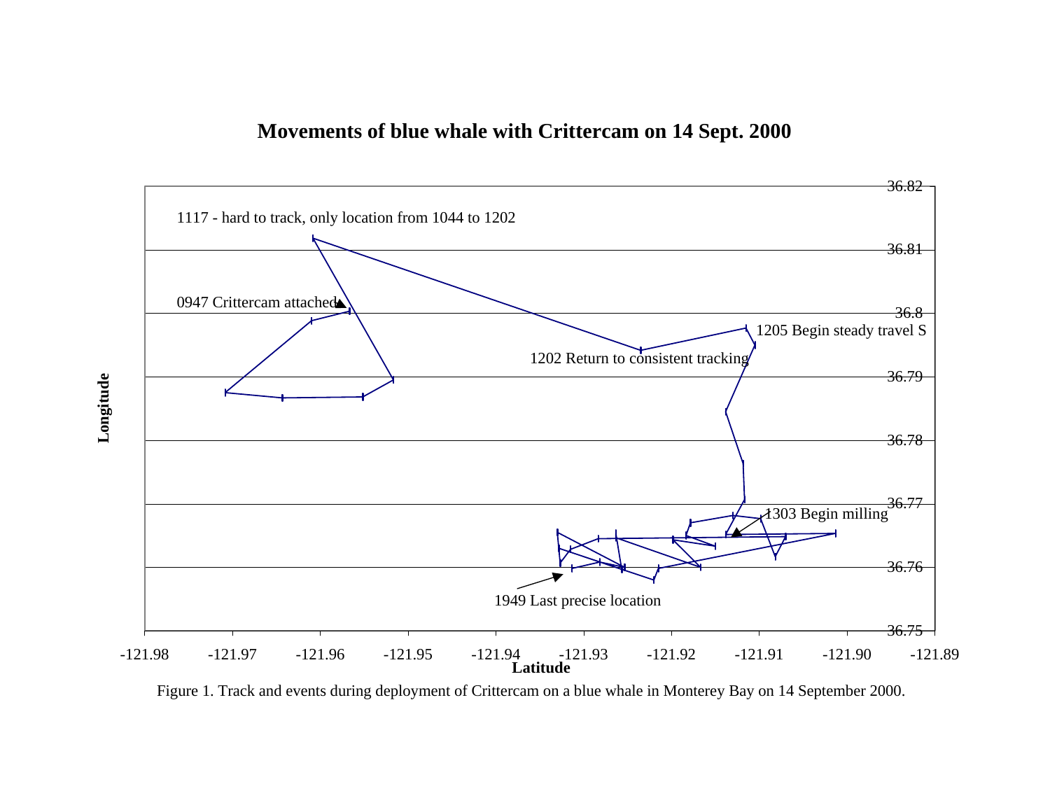**Movements of blue whale with Crittercam on 14 Sept. 2000**

1117 - hard to track, only location from 1044 to 1202

0947 Crittercam attached

1202 Return to consistent tracking

1205 Begin steady travel S

1303 Begin milling

1949 Last precise location

Longitude: 36.75, 36.76, 36.77, 36.78, 36.79, 36.8, 36.81, 36.82

Latitude: -121.98, -121.97, -121.96, -121.95, -121.94, -121.93, -121.92, -121.91, -121.90, -121.89

Figure 1. Track and events during deployment of Crittercam on a blue whale in Monterey Bay on 14 September 2000.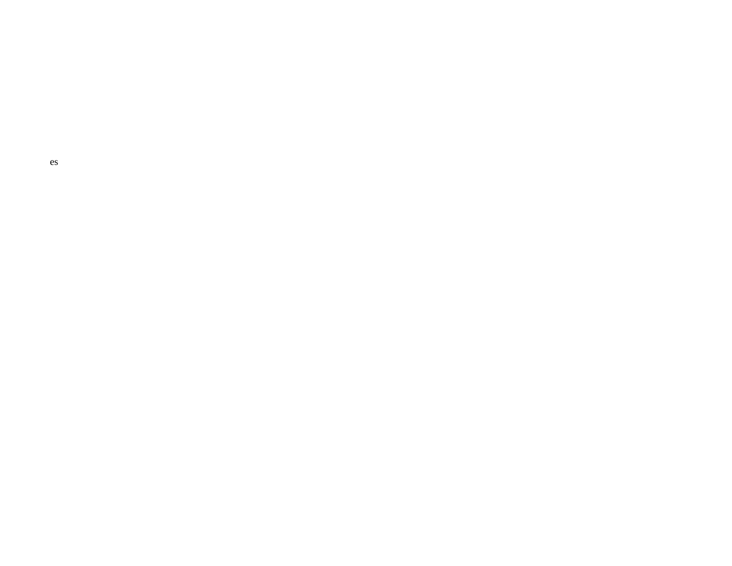es